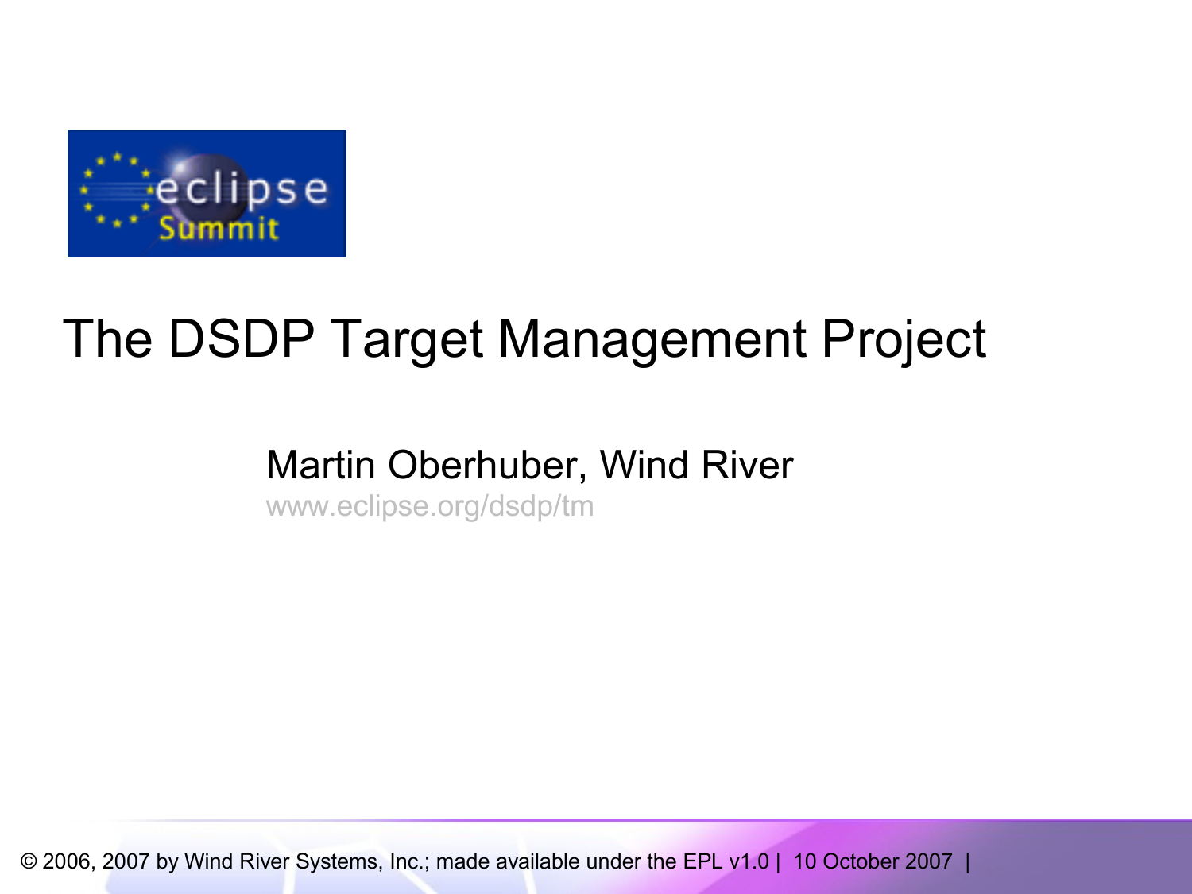# The DSDP Target Management Project

Martin Oberhuber, Wind River

www.eclipse.org/dsdp/tm

© 2006, 2007 by Wind River Systems, Inc.; made available under the EPL v1.0 | 10 October 2007 |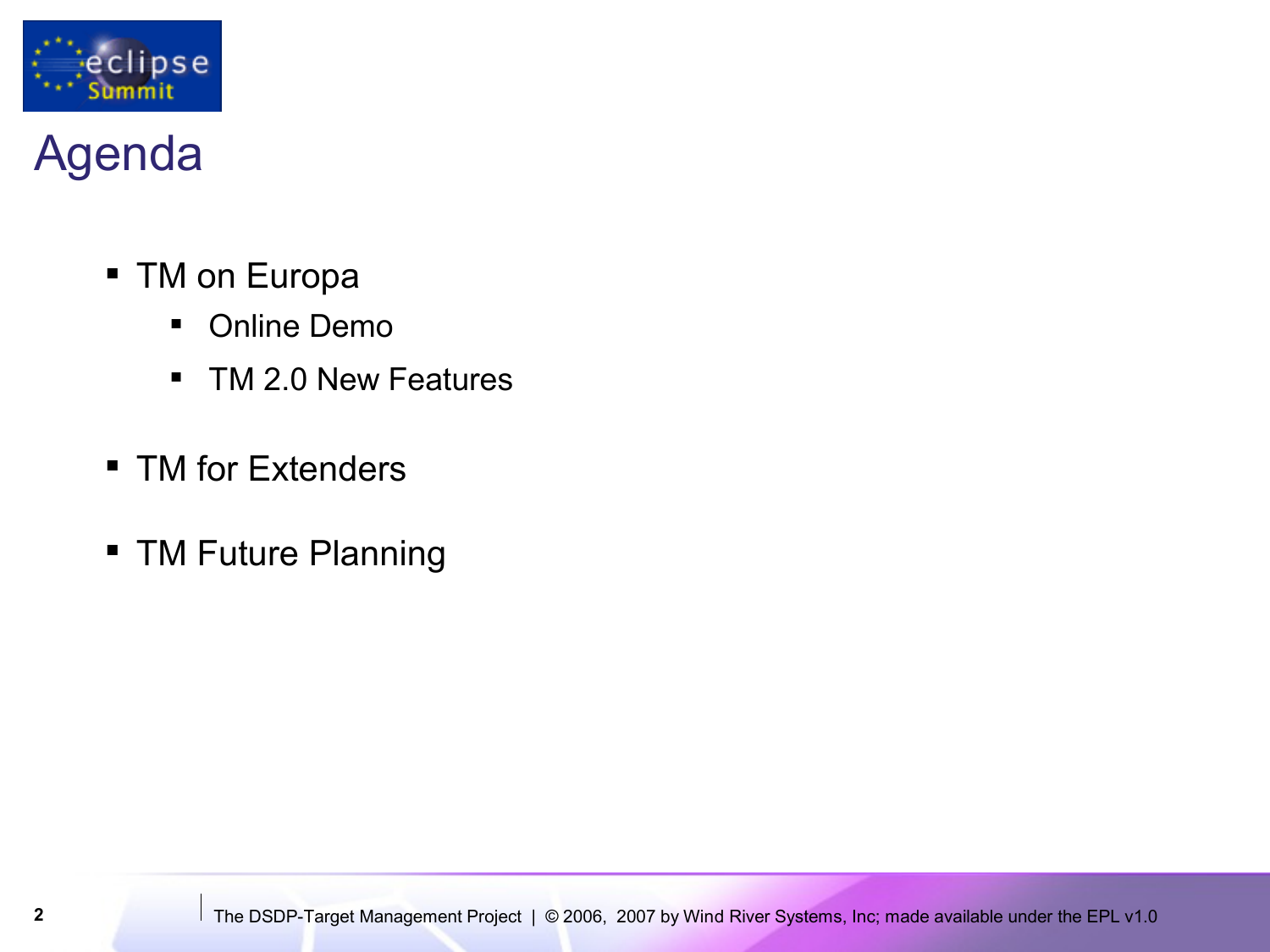# Agenda

- TM on Europa
  - Online Demo
  - TM 2.0 New Features
- TM for Extenders
- TM Future Planning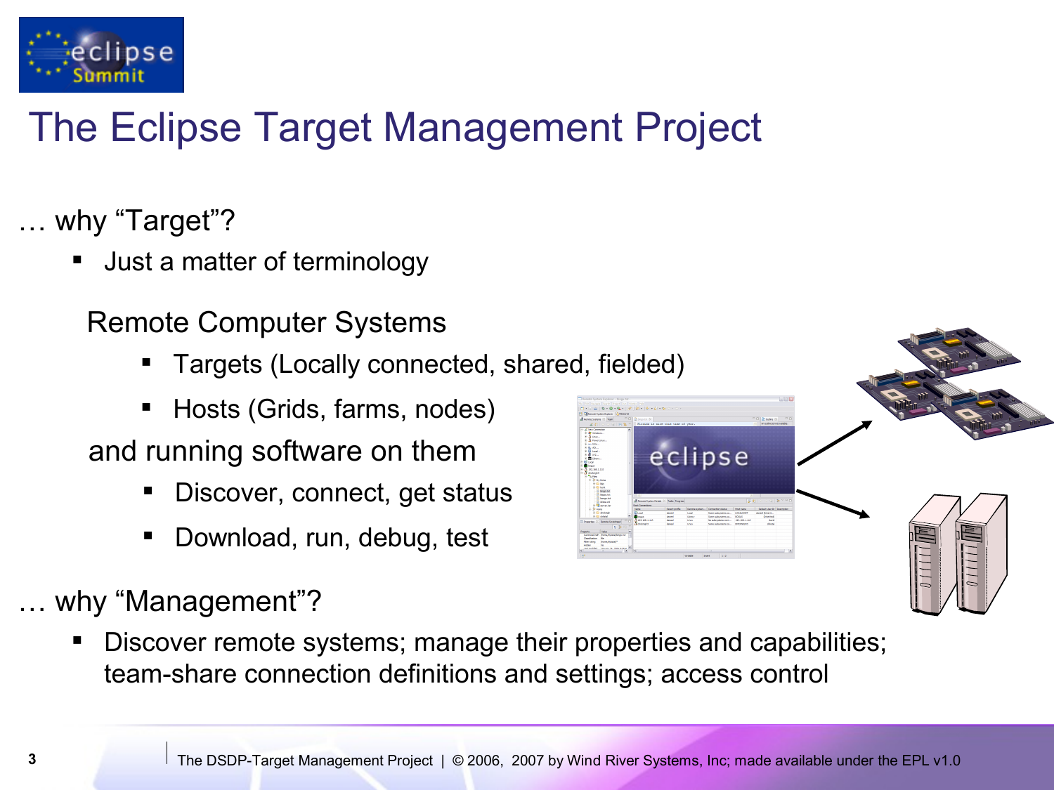# The Eclipse Target Management Project

… why “Target”?

- Just a matter of terminology

  Remote Computer Systems

  - Targets (Locally connected, shared, fielded)
  - Hosts (Grids, farms, nodes)

  and running software on them

  - Discover, connect, get status
  - Download, run, debug, test

… why “Management”?

- Discover remote systems; manage their properties and capabilities; team-share connection definitions and settings; access control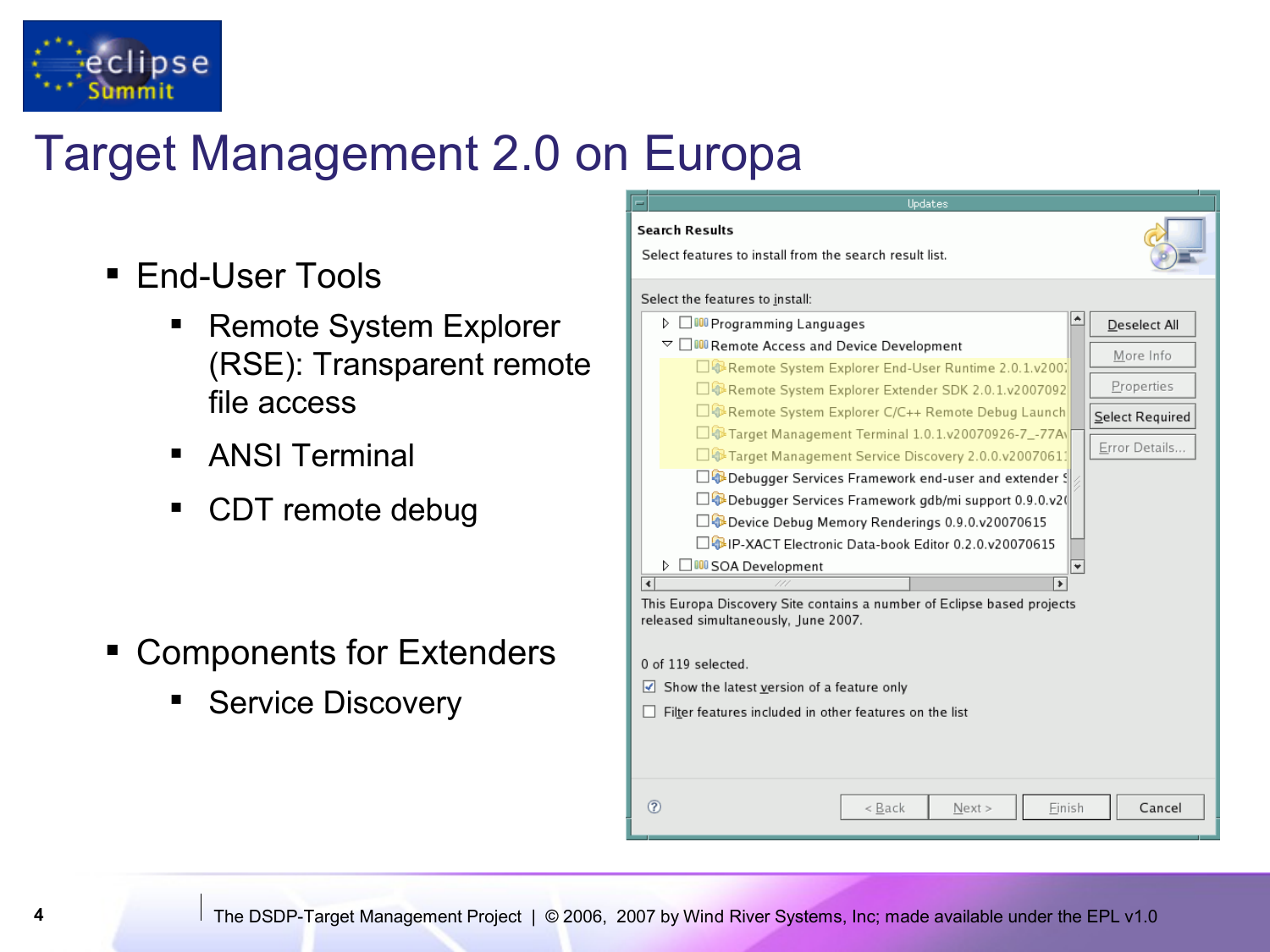# Target Management 2.0 on Europa

- End-User Tools
  - Remote System Explorer (RSE): Transparent remote file access
  - ANSI Terminal
  - CDT remote debug
- Components for Extenders
  - Service Discovery

Updates

**Search Results**

Select features to install from the search result list.

Select the features to install:

- Programming Languages
- Remote Access and Device Development
  - Remote System Explorer End-User Runtime 2.0.1.v200
  - Remote System Explorer Extender SDK 2.0.1.v2007092
  - Remote System Explorer C/C++ Remote Debug Launch
  - Target Management Terminal 1.0.1.v20070926-7_-77A
  - Target Management Service Discovery 2.0.0.v2007061
  - Debugger Services Framework end-user and extender
  - Debugger Services Framework gdb/mi support 0.9.0.v2
  - Device Debug Memory Renderings 0.9.0.v20070615
  - IP-XACT Electronic Data-book Editor 0.2.0.v20070615
- SOA Development

Deselect All | More Info | Properties | Select Required | Error Details...

This Europa Discovery Site contains a number of Eclipse based projects released simultaneously, June 2007.

0 of 119 selected.

- [x] Show the latest version of a feature only
- [ ] Filter features included in other features on the list

< Back | Next > | Finish | Cancel

The DSDP-Target Management Project | © 2006, 2007 by Wind River Systems, Inc; made available under the EPL v1.0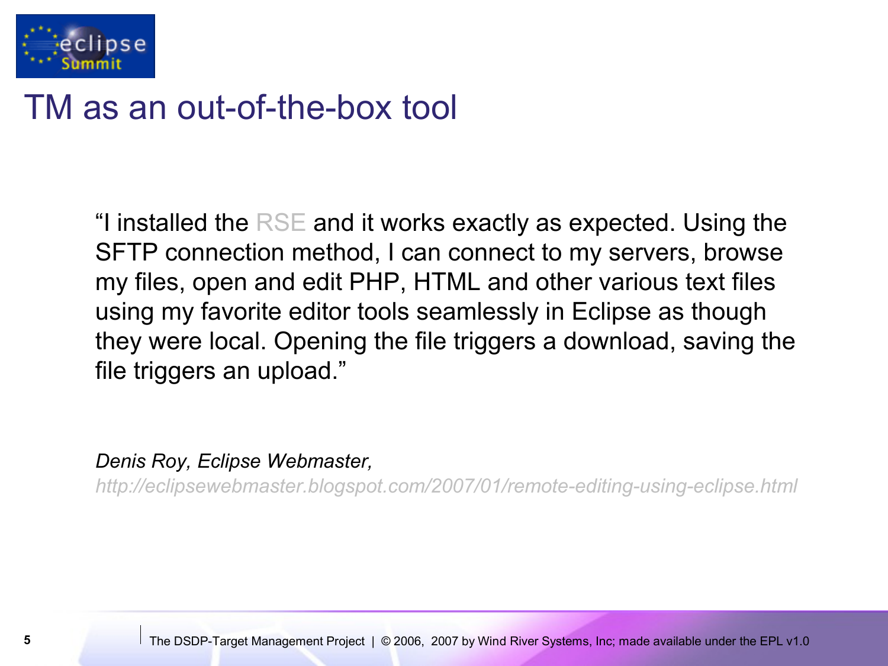# TM as an out-of-the-box tool

"I installed the RSE and it works exactly as expected. Using the SFTP connection method, I can connect to my servers, browse my files, open and edit PHP, HTML and other various text files using my favorite editor tools seamlessly in Eclipse as though they were local. Opening the file triggers a download, saving the file triggers an upload."

*Denis Roy, Eclipse Webmaster,*
*http://eclipsewebmaster.blogspot.com/2007/01/remote-editing-using-eclipse.html*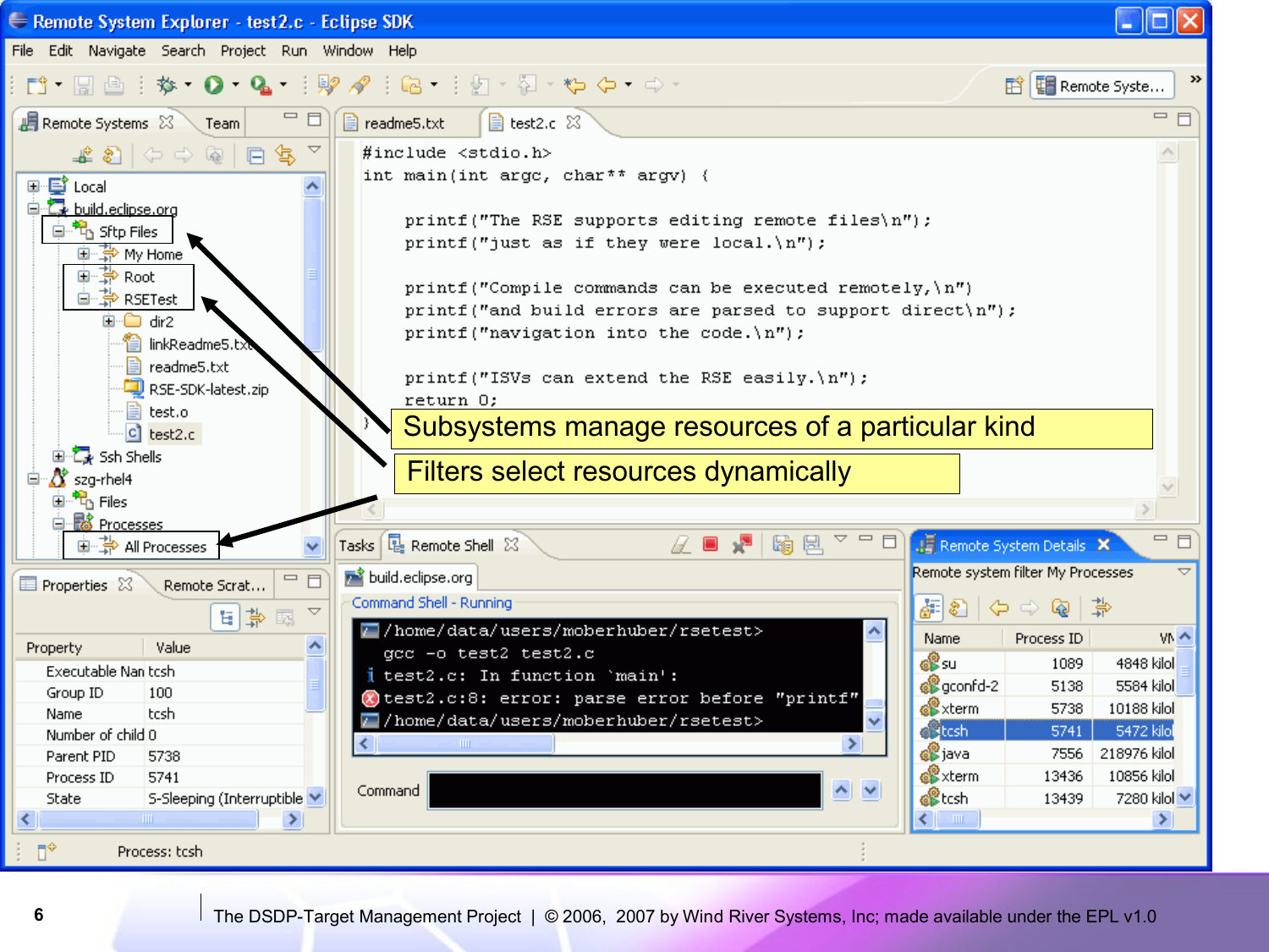Remote System Explorer - test2.c - Eclipse SDK

File Edit Navigate Search Project Run Window Help

Remote Systems | Team

- Local
- build.eclipse.org
  - Sftp Files
    - My Home
    - Root
    - RSETest
      - dir2
      - linkReadme5.txt
      - readme5.txt
      - RSE-SDK-latest.zip
      - test.o
      - test2.c
  - Ssh Shells
- szg-rhel4
  - Files
  - Processes
    - All Processes

readme5.txt | test2.c

```c
#include <stdio.h>
int main(int argc, char** argv) {

    printf("The RSE supports editing remote files\n");
    printf("just as if they were local.\n");

    printf("Compile commands can be executed remotely,\n")
    printf("and build errors are parsed to support direct\n");
    printf("navigation into the code.\n");

    printf("ISVs can extend the RSE easily.\n");
    return 0;
}
```

Subsystems manage resources of a particular kind

Filters select resources dynamically

Properties | Remote Scrat...

| Property | Value |
|---|---|
| Executable Nan | tcsh |
| Group ID | 100 |
| Name | tcsh |
| Number of child | 0 |
| Parent PID | 5738 |
| Process ID | 5741 |
| State | S-Sleeping (Interruptible |

Tasks | Remote Shell

build.eclipse.org

Command Shell - Running

```
/home/data/users/moberhuber/rsetest>
gcc -o test2 test2.c
test2.c: In function `main':
test2.c:8: error: parse error before "printf"
/home/data/users/moberhuber/rsetest>
```

Command

Remote System Details

Remote system filter My Processes

| Name | Process ID | VM |
|---|---|---|
| su | 1089 | 4848 kilo |
| gconfd-2 | 5138 | 5584 kilo |
| xterm | 5738 | 10188 kilo |
| tcsh | 5741 | 5472 kilo |
| java | 7556 | 218976 kilo |
| xterm | 13436 | 10856 kilo |
| tcsh | 13439 | 7280 kilo |

Process: tcsh

The DSDP-Target Management Project | © 2006, 2007 by Wind River Systems, Inc; made available under the EPL v1.0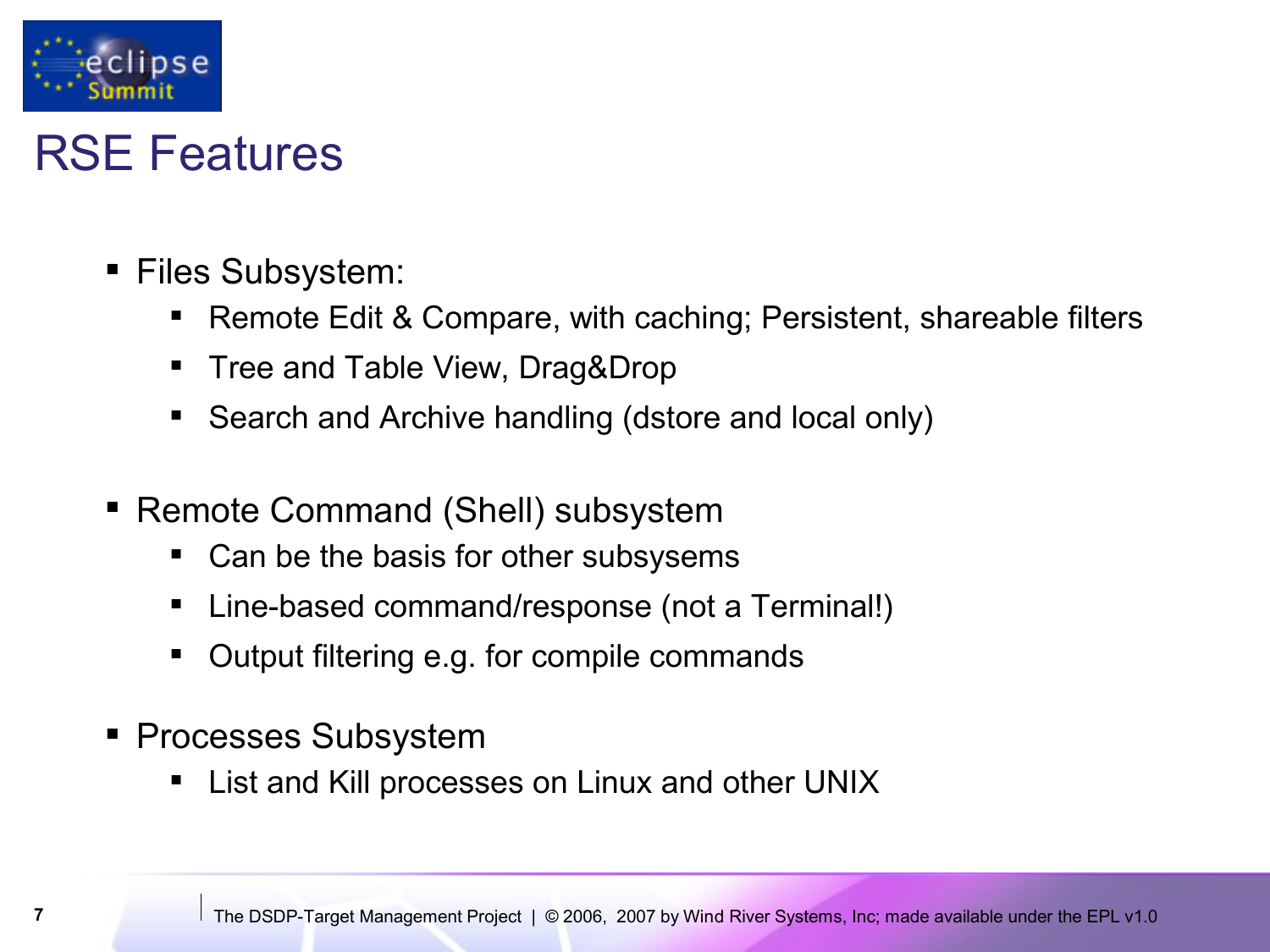# RSE Features

- Files Subsystem:
  - Remote Edit & Compare, with caching; Persistent, shareable filters
  - Tree and Table View, Drag&Drop
  - Search and Archive handling (dstore and local only)
- Remote Command (Shell) subsystem
  - Can be the basis for other subsysems
  - Line-based command/response (not a Terminal!)
  - Output filtering e.g. for compile commands
- Processes Subsystem
  - List and Kill processes on Linux and other UNIX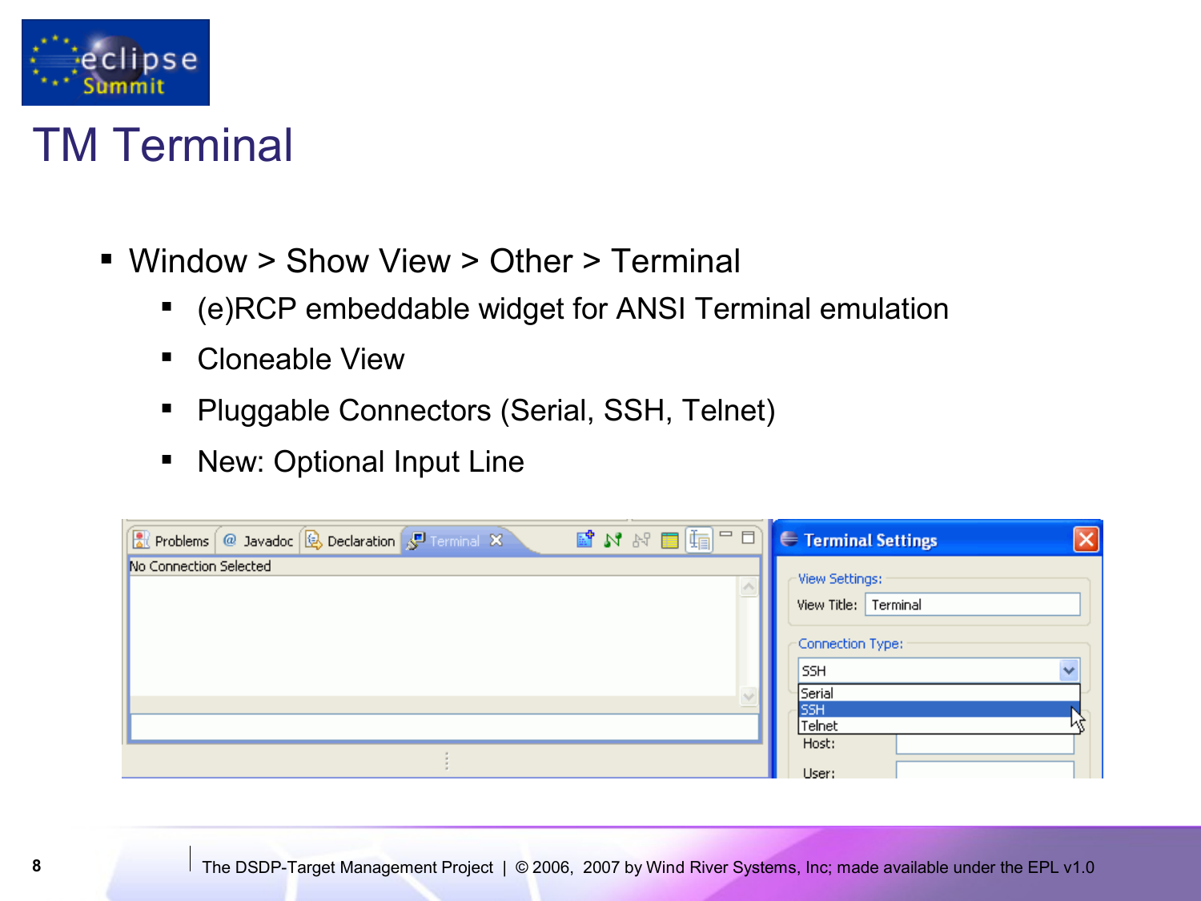# TM Terminal

- Window > Show View > Other > Terminal
  - (e)RCP embeddable widget for ANSI Terminal emulation
  - Cloneable View
  - Pluggable Connectors (Serial, SSH, Telnet)
  - New: Optional Input Line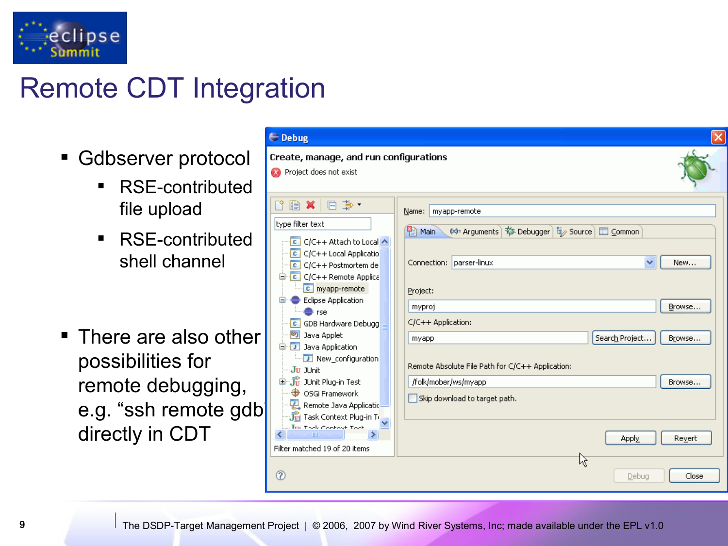# Remote CDT Integration

- Gdbserver protocol
  - RSE-contributed file upload
  - RSE-contributed shell channel
- There are also other possibilities for remote debugging, e.g. “ssh remote gdb” directly in CDT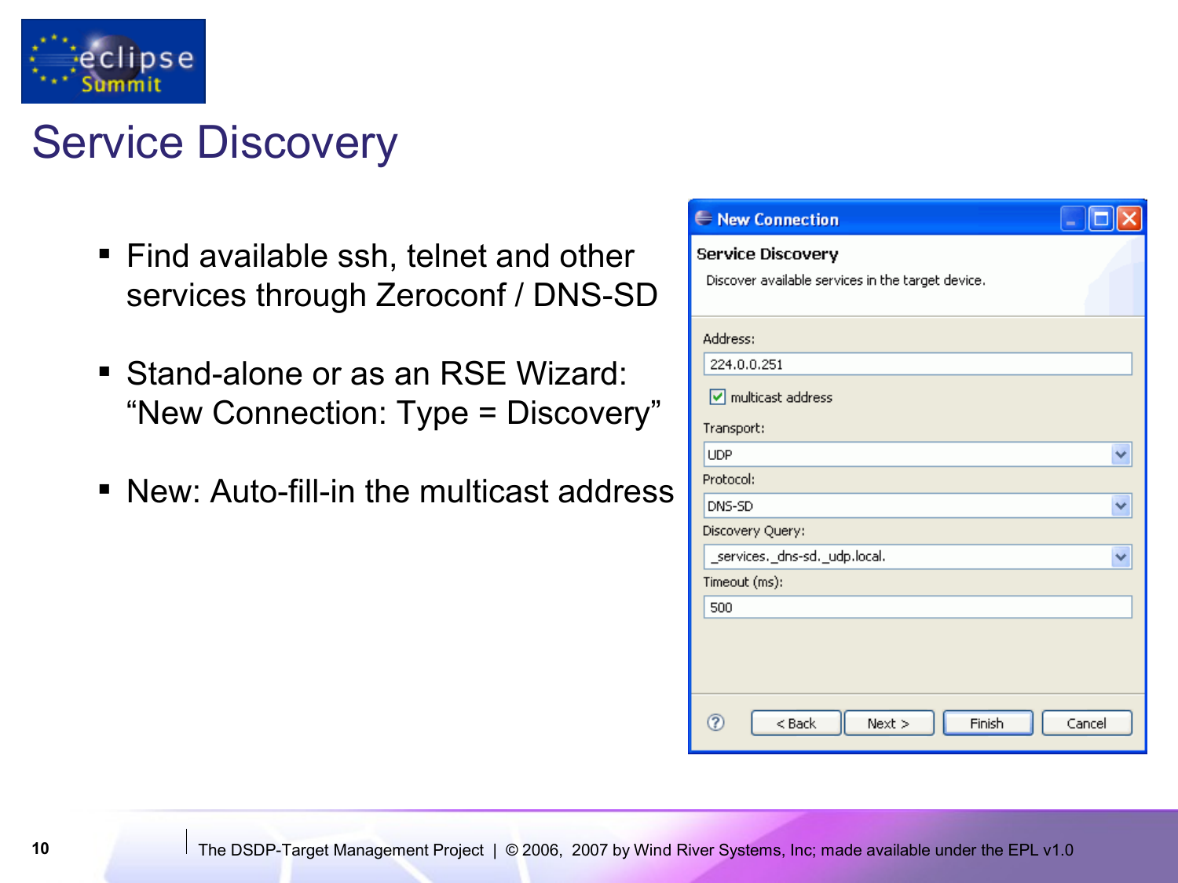# Service Discovery

- Find available ssh, telnet and other services through Zeroconf / DNS-SD
- Stand-alone or as an RSE Wizard: "New Connection: Type = Discovery"
- New: Auto-fill-in the multicast address

New Connection

**Service Discovery**

Discover available services in the target device.

Address: 224.0.0.251

[x] multicast address

Transport: UDP

Protocol: DNS-SD

Discovery Query: _services._dns-sd._udp.local.

Timeout (ms): 500

< Back | Next > | Finish | Cancel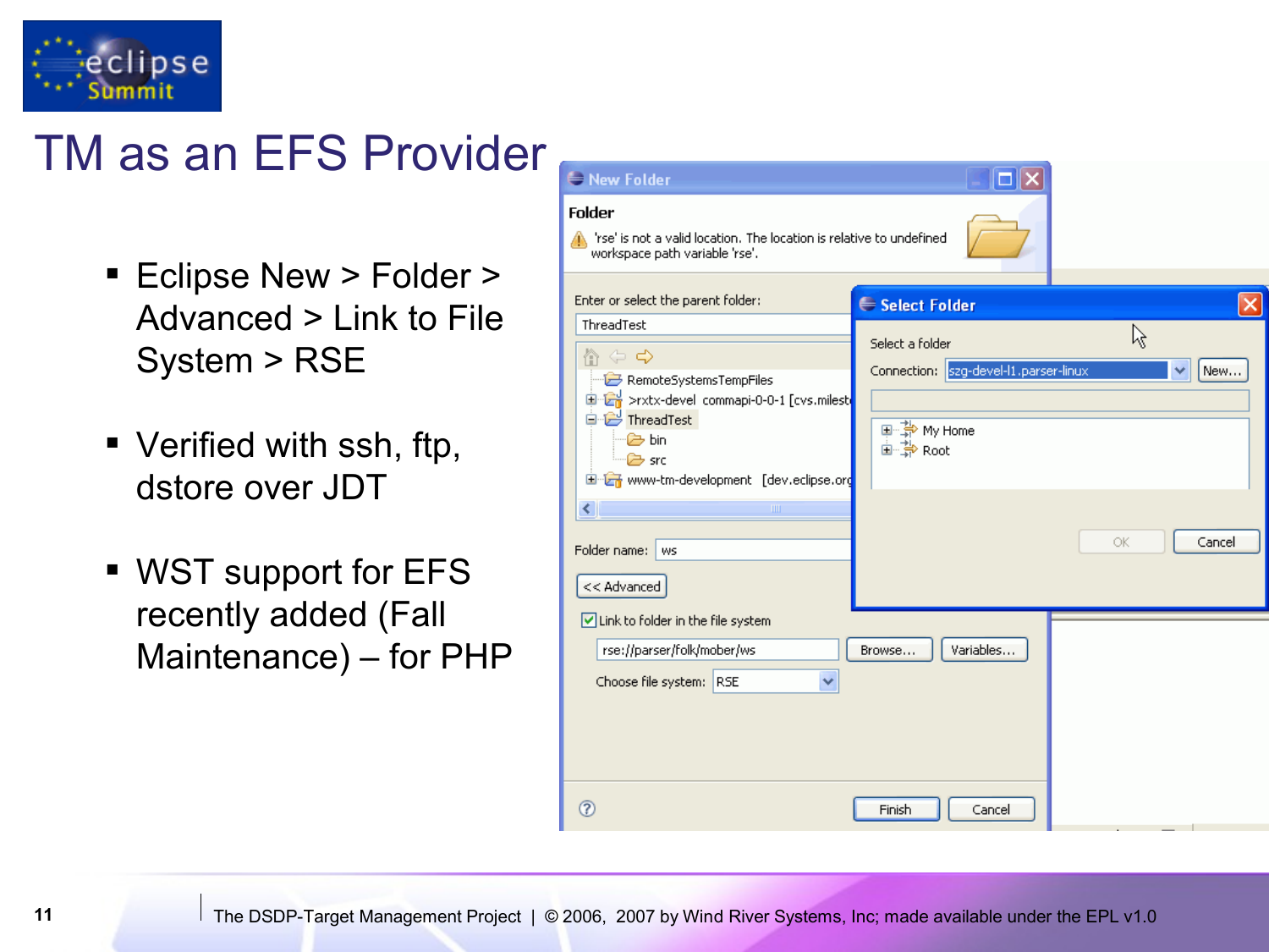# TM as an EFS Provider

- Eclipse New > Folder > Advanced > Link to File System > RSE
- Verified with ssh, ftp, dstore over JDT
- WST support for EFS recently added (Fall Maintenance) – for PHP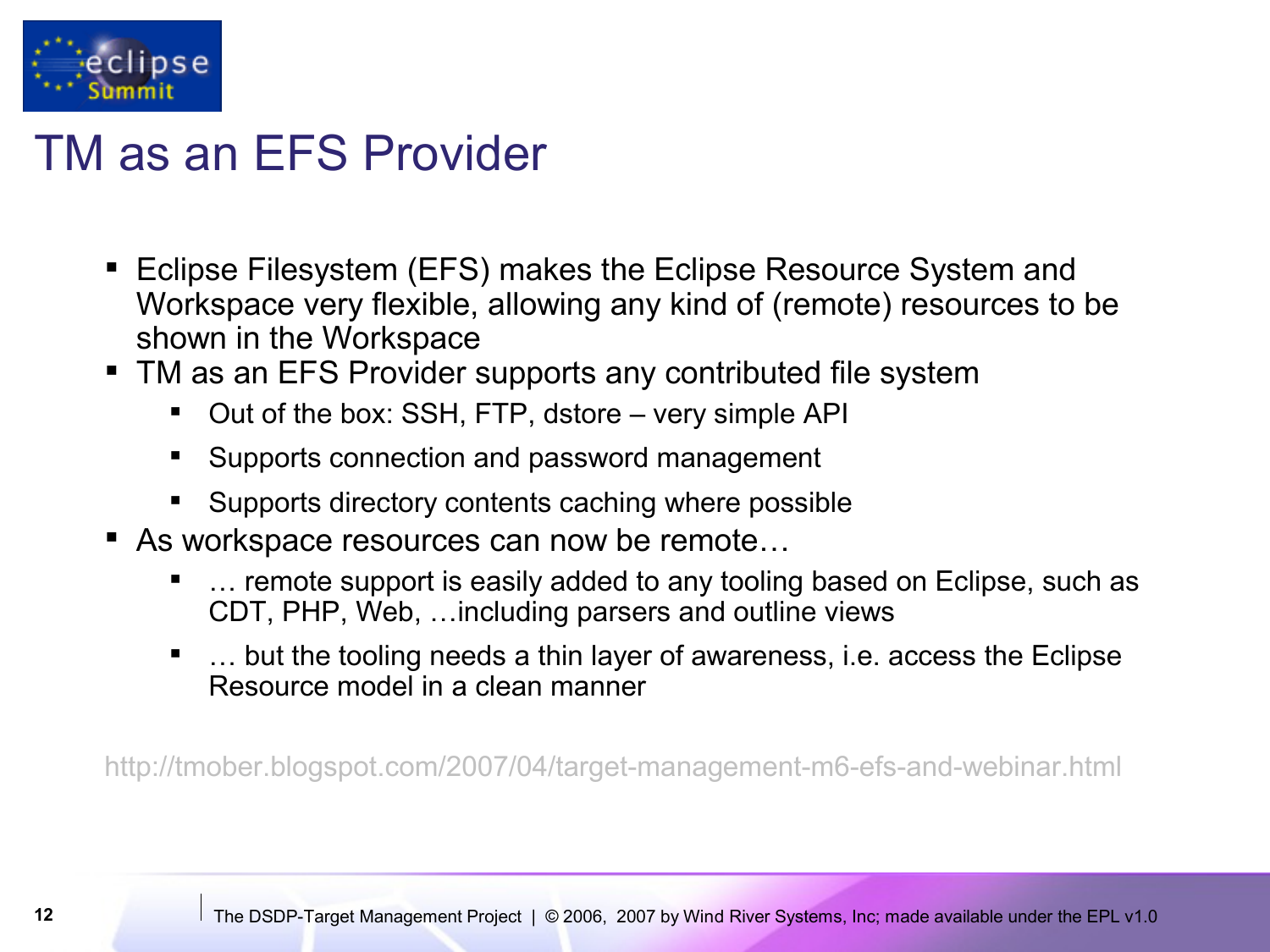# TM as an EFS Provider

- Eclipse Filesystem (EFS) makes the Eclipse Resource System and Workspace very flexible, allowing any kind of (remote) resources to be shown in the Workspace
- TM as an EFS Provider supports any contributed file system
  - Out of the box: SSH, FTP, dstore – very simple API
  - Supports connection and password management
  - Supports directory contents caching where possible
- As workspace resources can now be remote…
  - … remote support is easily added to any tooling based on Eclipse, such as CDT, PHP, Web, …including parsers and outline views
  - … but the tooling needs a thin layer of awareness, i.e. access the Eclipse Resource model in a clean manner

http://tmober.blogspot.com/2007/04/target-management-m6-efs-and-webinar.html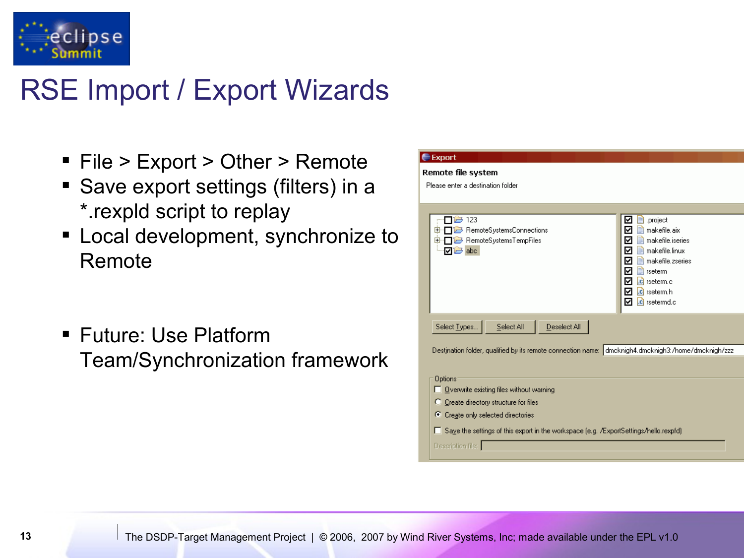# RSE Import / Export Wizards

- File > Export > Other > Remote
- Save export settings (filters) in a *.rexpld script to replay
- Local development, synchronize to Remote

- Future: Use Platform Team/Synchronization framework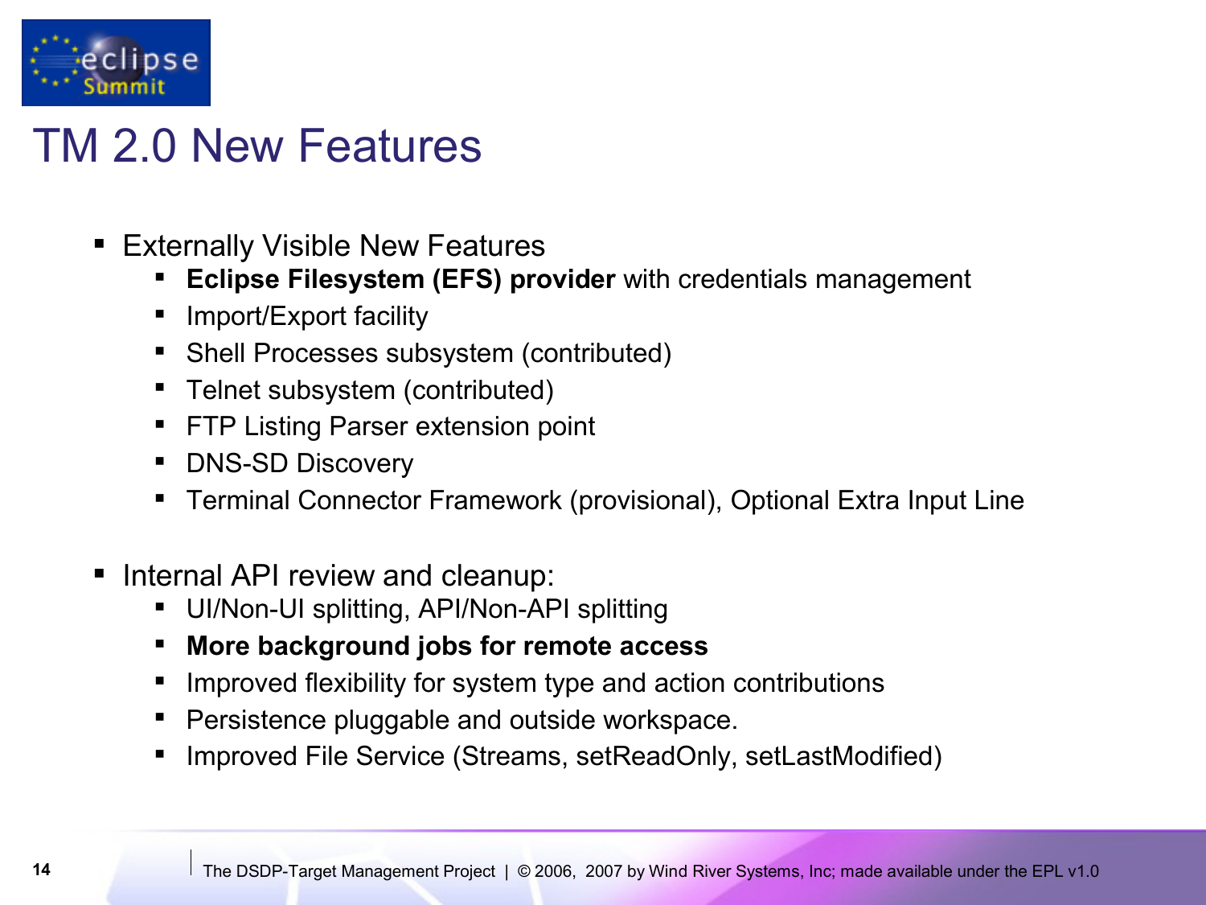# TM 2.0 New Features

- Externally Visible New Features
  - **Eclipse Filesystem (EFS) provider** with credentials management
  - Import/Export facility
  - Shell Processes subsystem (contributed)
  - Telnet subsystem (contributed)
  - FTP Listing Parser extension point
  - DNS-SD Discovery
  - Terminal Connector Framework (provisional), Optional Extra Input Line

- Internal API review and cleanup:
  - UI/Non-UI splitting, API/Non-API splitting
  - **More background jobs for remote access**
  - Improved flexibility for system type and action contributions
  - Persistence pluggable and outside workspace.
  - Improved File Service (Streams, setReadOnly, setLastModified)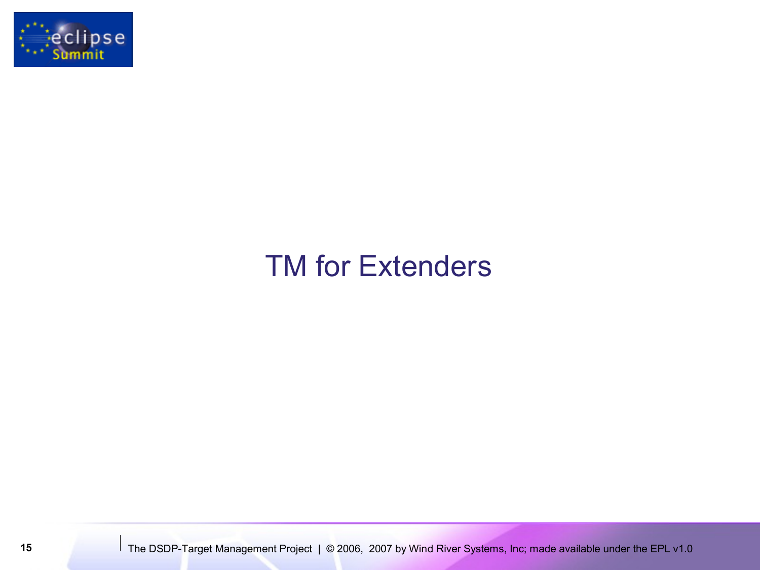# TM for Extenders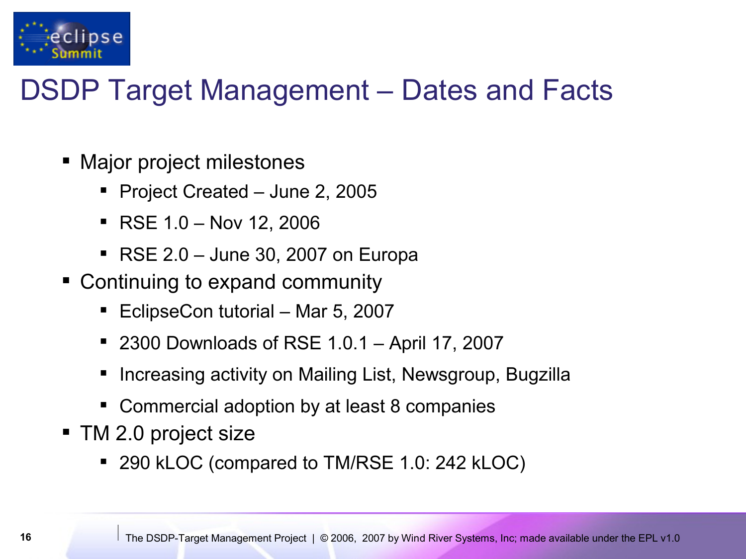# DSDP Target Management – Dates and Facts

- Major project milestones
  - Project Created – June 2, 2005
  - RSE 1.0 – Nov 12, 2006
  - RSE 2.0 – June 30, 2007 on Europa
- Continuing to expand community
  - EclipseCon tutorial – Mar 5, 2007
  - 2300 Downloads of RSE 1.0.1 – April 17, 2007
  - Increasing activity on Mailing List, Newsgroup, Bugzilla
  - Commercial adoption by at least 8 companies
- TM 2.0 project size
  - 290 kLOC (compared to TM/RSE 1.0: 242 kLOC)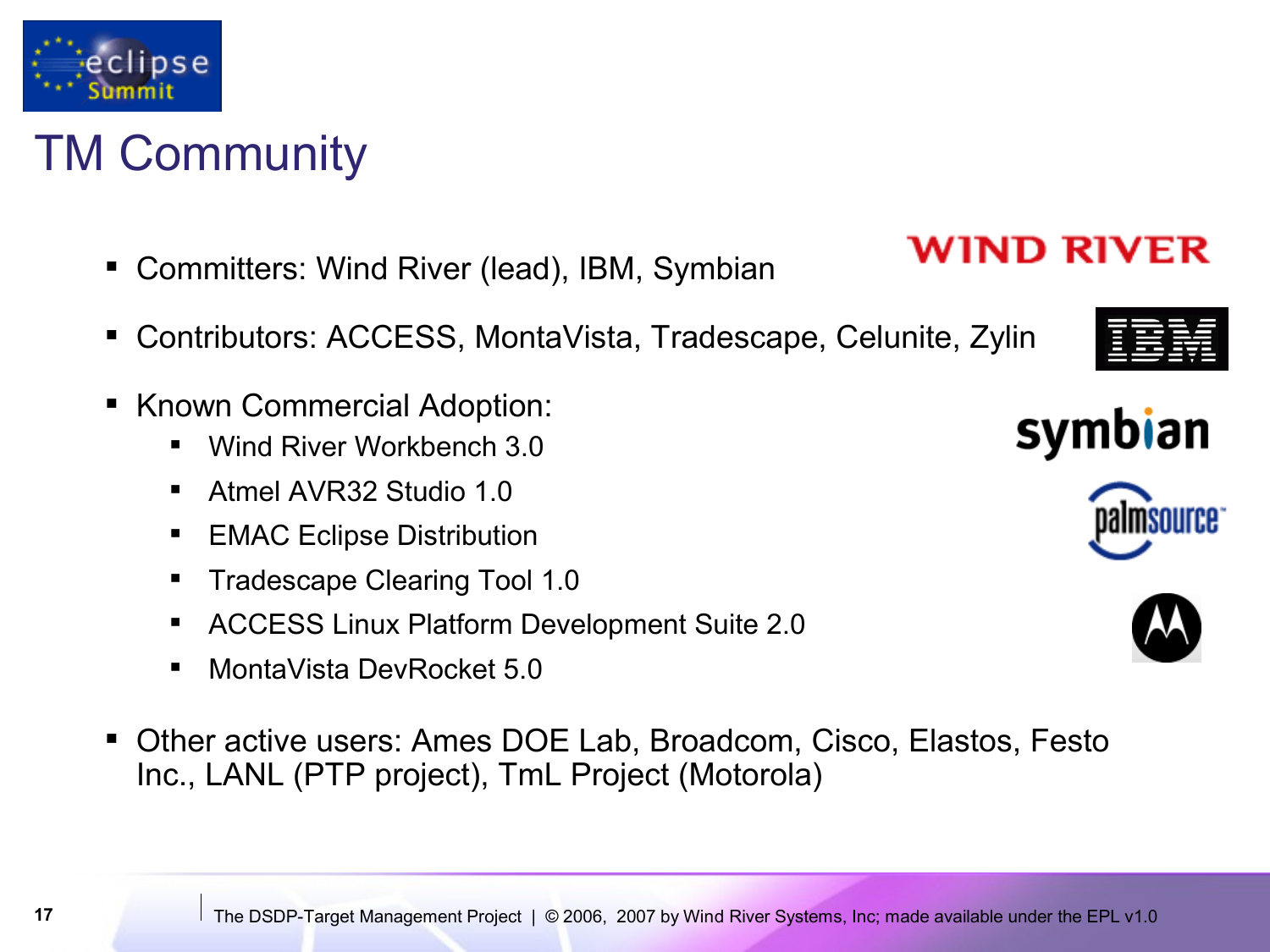# TM Community

- Committers: Wind River (lead), IBM, Symbian
- Contributors: ACCESS, MontaVista, Tradescape, Celunite, Zylin
- Known Commercial Adoption:
  - Wind River Workbench 3.0
  - Atmel AVR32 Studio 1.0
  - EMAC Eclipse Distribution
  - Tradescape Clearing Tool 1.0
  - ACCESS Linux Platform Development Suite 2.0
  - MontaVista DevRocket 5.0
- Other active users: Ames DOE Lab, Broadcom, Cisco, Elastos, Festo Inc., LANL (PTP project), TmL Project (Motorola)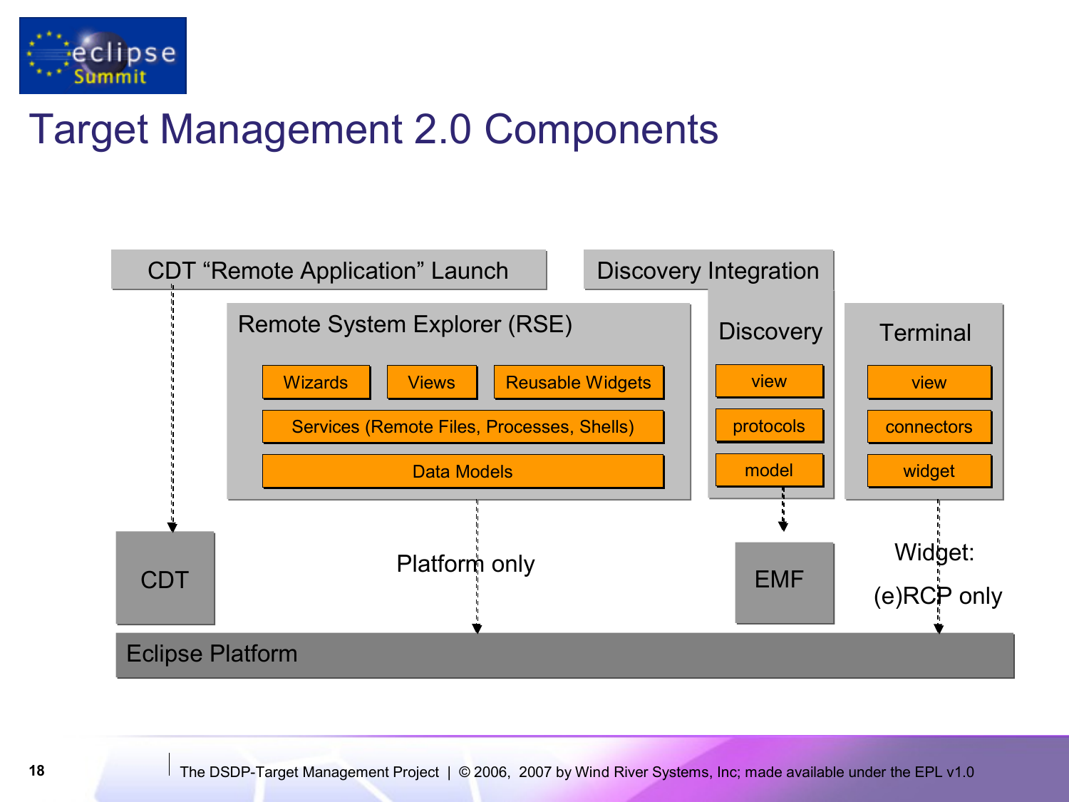# Target Management 2.0 Components

CDT “Remote Application” Launch

Discovery Integration

Remote System Explorer (RSE)

- Wizards
- Views
- Reusable Widgets
- Services (Remote Files, Processes, Shells)
- Data Models

Discovery

- view
- protocols
- model

Terminal

- view
- connectors
- widget

CDT

Platform only

EMF

Widget: (e)RCP only

Eclipse Platform

The DSDP-Target Management Project | © 2006, 2007 by Wind River Systems, Inc; made available under the EPL v1.0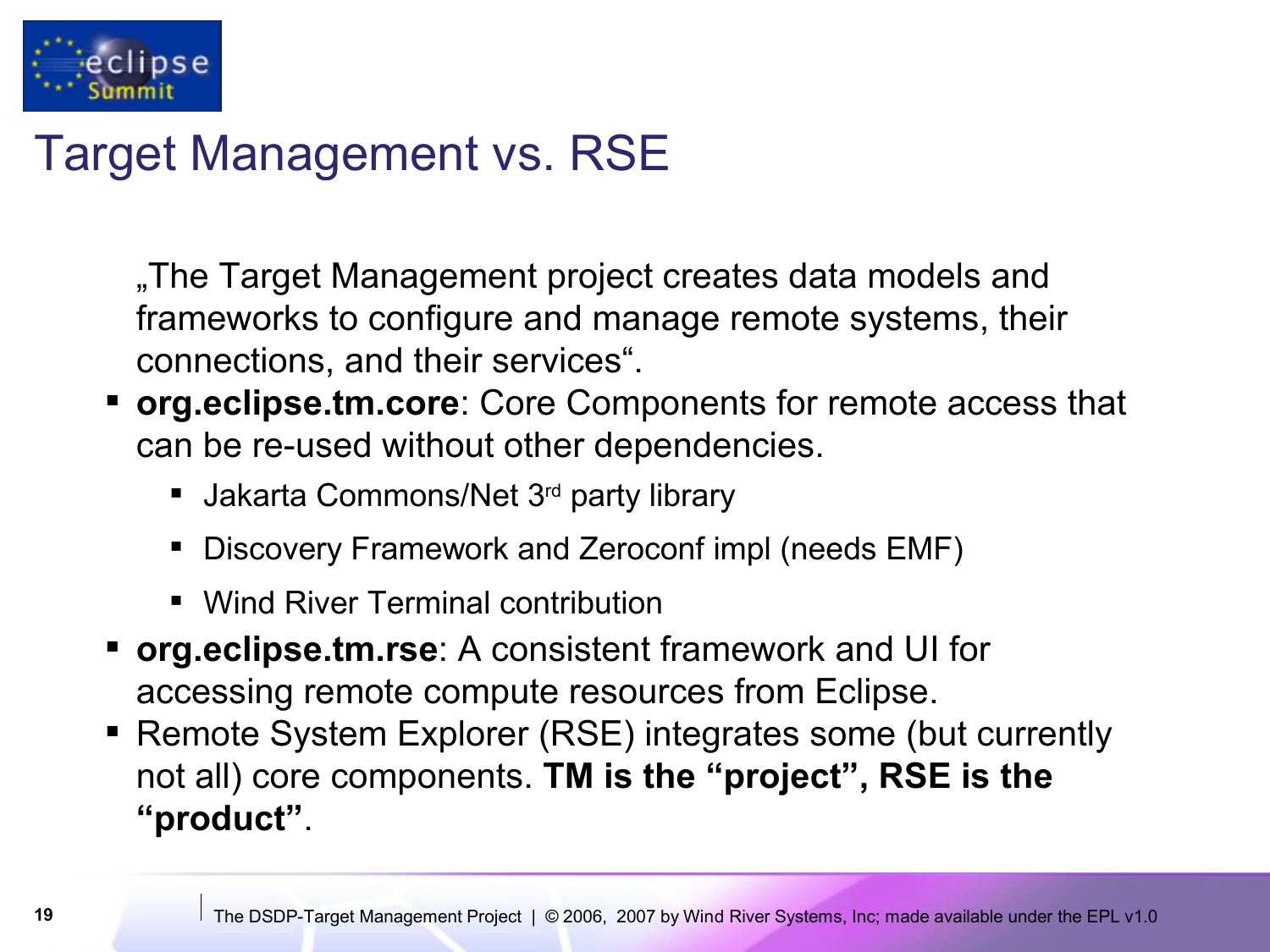# Target Management vs. RSE

„The Target Management project creates data models and frameworks to configure and manage remote systems, their connections, and their services".

- **org.eclipse.tm.core**: Core Components for remote access that can be re-used without other dependencies.
  - Jakarta Commons/Net 3rd party library
  - Discovery Framework and Zeroconf impl (needs EMF)
  - Wind River Terminal contribution
- **org.eclipse.tm.rse**: A consistent framework and UI for accessing remote compute resources from Eclipse.
- Remote System Explorer (RSE) integrates some (but currently not all) core components. **TM is the "project", RSE is the "product"**.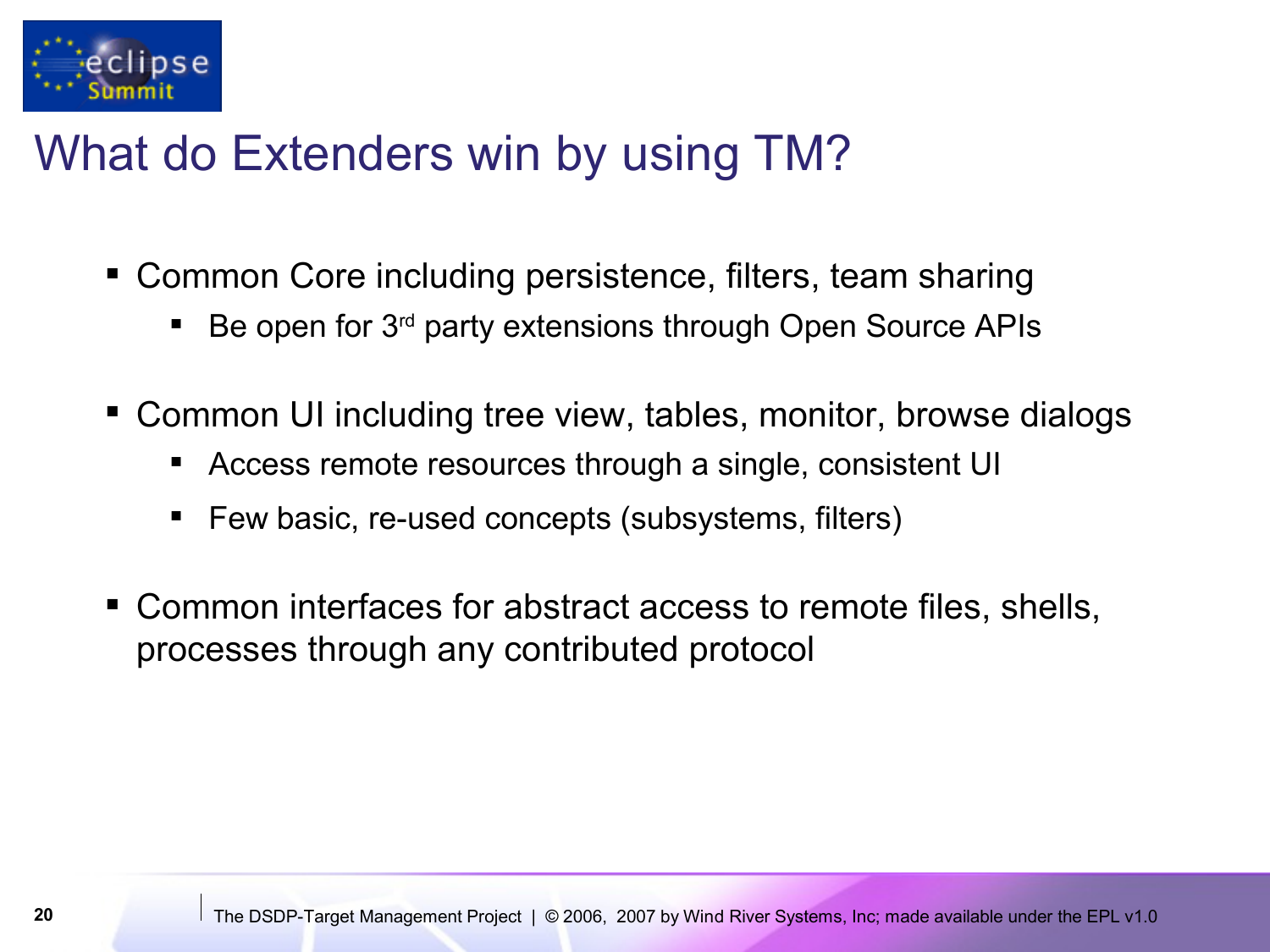# What do Extenders win by using TM?

- Common Core including persistence, filters, team sharing
  - Be open for 3rd party extensions through Open Source APIs
- Common UI including tree view, tables, monitor, browse dialogs
  - Access remote resources through a single, consistent UI
  - Few basic, re-used concepts (subsystems, filters)
- Common interfaces for abstract access to remote files, shells, processes through any contributed protocol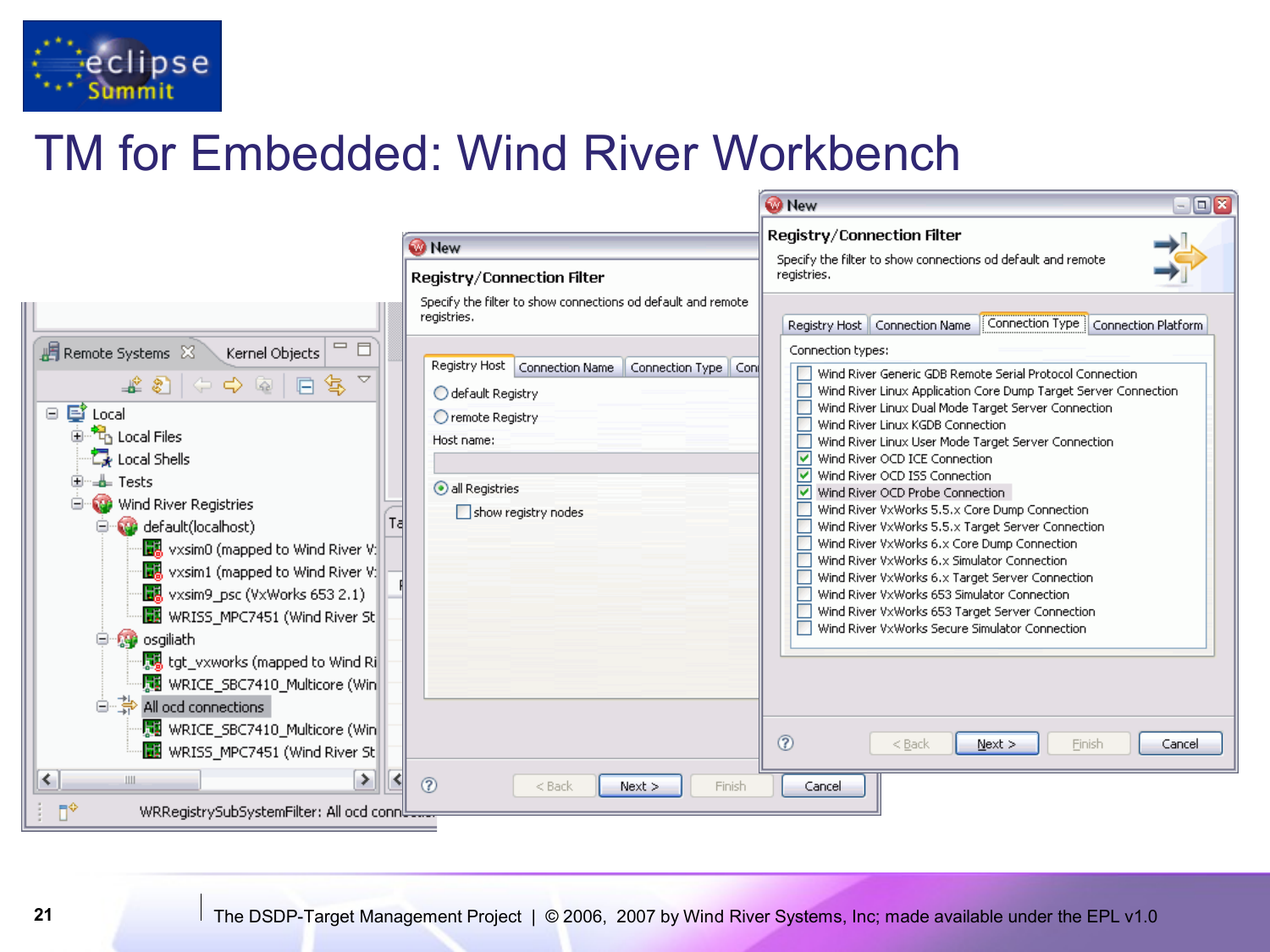# TM for Embedded: Wind River Workbench

Remote Systems | Kernel Objects

- Local
  - Local Files
  - Local Shells
  - Tests
  - Wind River Registries
    - default(localhost)
      - vxsim0 (mapped to Wind River V
      - vxsim1 (mapped to Wind River V
      - vxsim9_psc (VxWorks 653 2.1)
      - WRISS_MPC7451 (Wind River St
    - osgiliath
      - tgt_vxworks (mapped to Wind Ri
      - WRICE_SBC7410_Multicore (Win
    - All ocd connections
      - WRICE_SBC7410_Multicore (Win
      - WRISS_MPC7451 (Wind River St

WRRegistrySubSystemFilter: All ocd conn...

**New**

**Registry/Connection Filter**

Specify the filter to show connections od default and remote registries.

Registry Host | Connection Name | Connection Type | Con

- default Registry
- remote Registry

Host name:

- all Registries
- show registry nodes

< Back | Next > | Finish | Cancel

**New**

**Registry/Connection Filter**

Specify the filter to show connections od default and remote registries.

Registry Host | Connection Name | Connection Type | Connection Platform

Connection types:

- [ ] Wind River Generic GDB Remote Serial Protocol Connection
- [ ] Wind River Linux Application Core Dump Target Server Connection
- [ ] Wind River Linux Dual Mode Target Server Connection
- [ ] Wind River Linux KGDB Connection
- [ ] Wind River Linux User Mode Target Server Connection
- [x] Wind River OCD ICE Connection
- [x] Wind River OCD ISS Connection
- [x] Wind River OCD Probe Connection
- [ ] Wind River VxWorks 5.5.x Core Dump Connection
- [ ] Wind River VxWorks 5.5.x Target Server Connection
- [ ] Wind River VxWorks 6.x Core Dump Connection
- [ ] Wind River VxWorks 6.x Simulator Connection
- [ ] Wind River VxWorks 6.x Target Server Connection
- [ ] Wind River VxWorks 653 Simulator Connection
- [ ] Wind River VxWorks 653 Target Server Connection
- [ ] Wind River VxWorks Secure Simulator Connection

< Back | Next > | Finish | Cancel

The DSDP-Target Management Project | © 2006, 2007 by Wind River Systems, Inc; made available under the EPL v1.0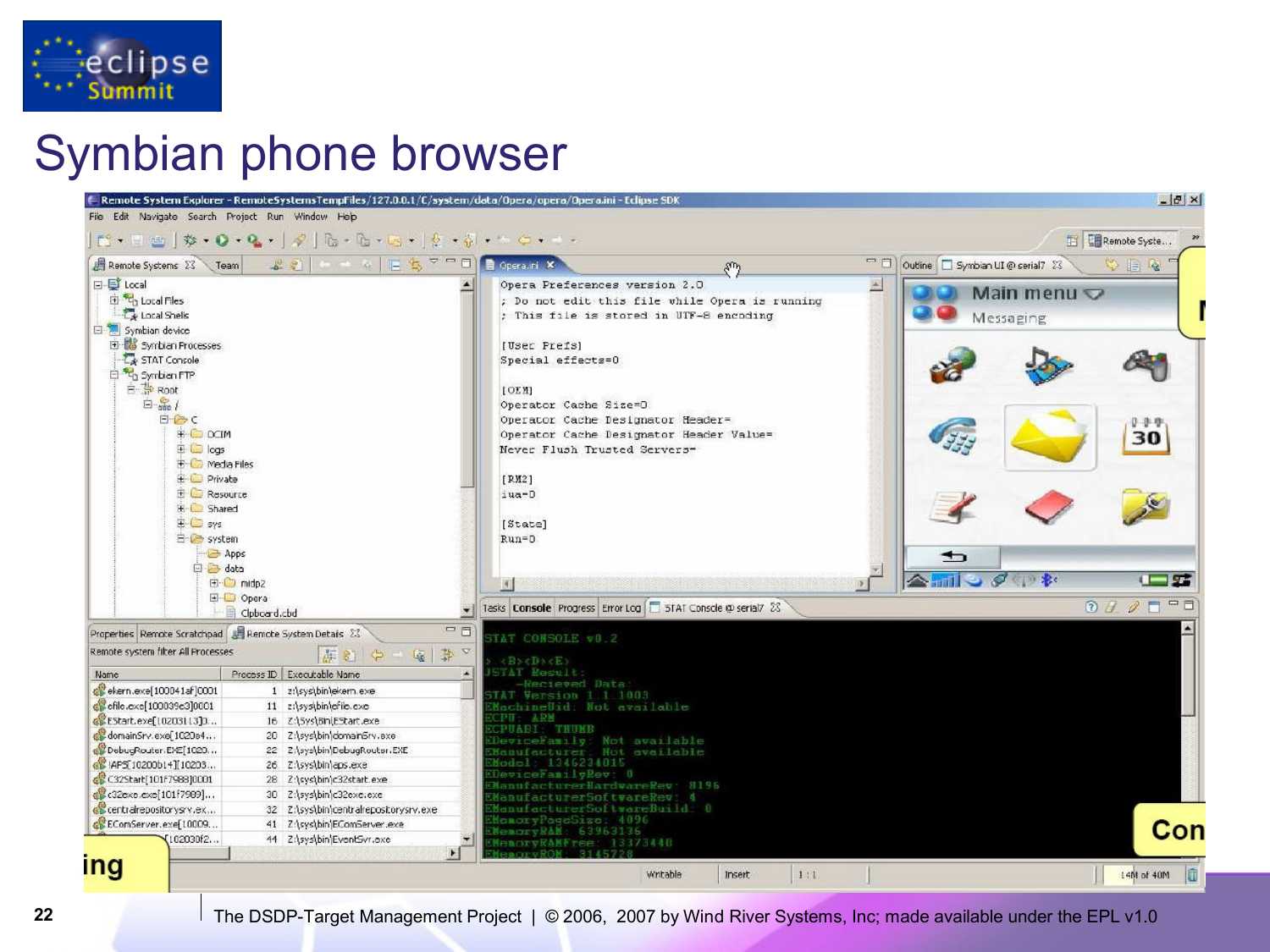# Symbian phone browser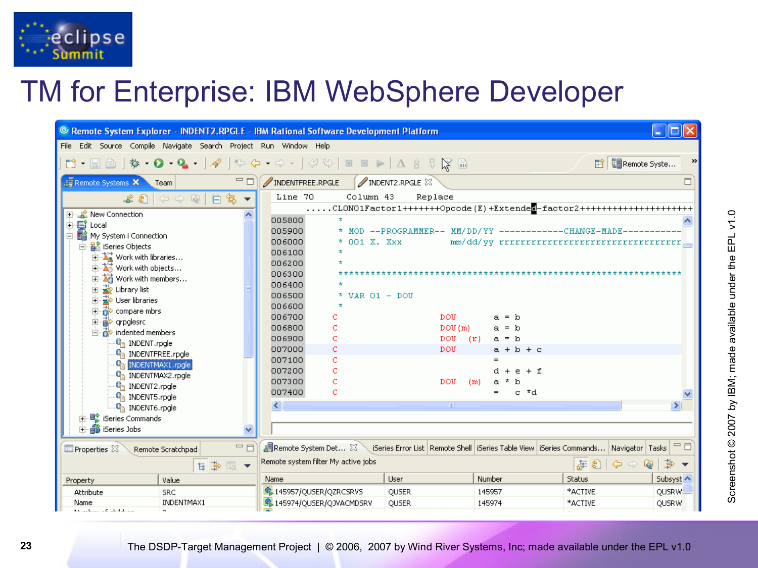# TM for Enterprise: IBM WebSphere Developer

Screenshot © 2007 by IBM; made available under the EPL v1.0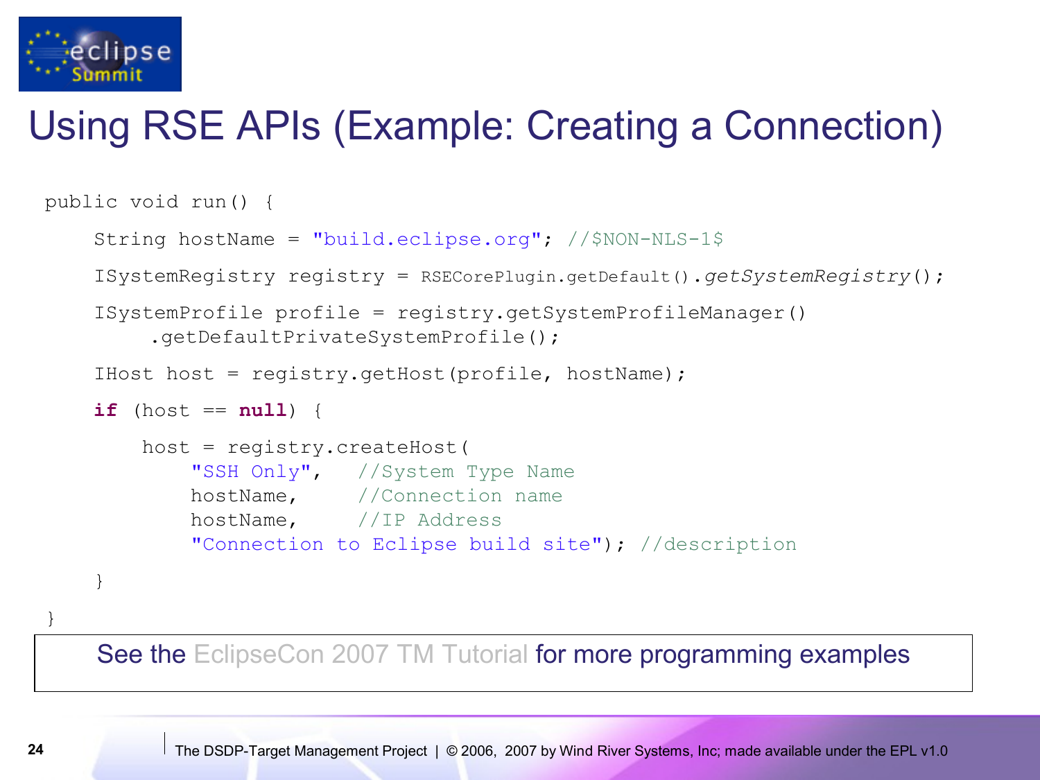# Using RSE APIs (Example: Creating a Connection)

```
public void run() {
    String hostName = "build.eclipse.org"; //$NON-NLS-1$
    ISystemRegistry registry = RSECorePlugin.getDefault().getSystemRegistry();
    ISystemProfile profile = registry.getSystemProfileManager()
         .getDefaultPrivateSystemProfile();
    IHost host = registry.getHost(profile, hostName);
    if (host == null) {
        host = registry.createHost(
            "SSH Only",   //System Type Name
            hostName,     //Connection name
            hostName,     //IP Address
            "Connection to Eclipse build site"); //description
    }
}
```

See the EclipseCon 2007 TM Tutorial for more programming examples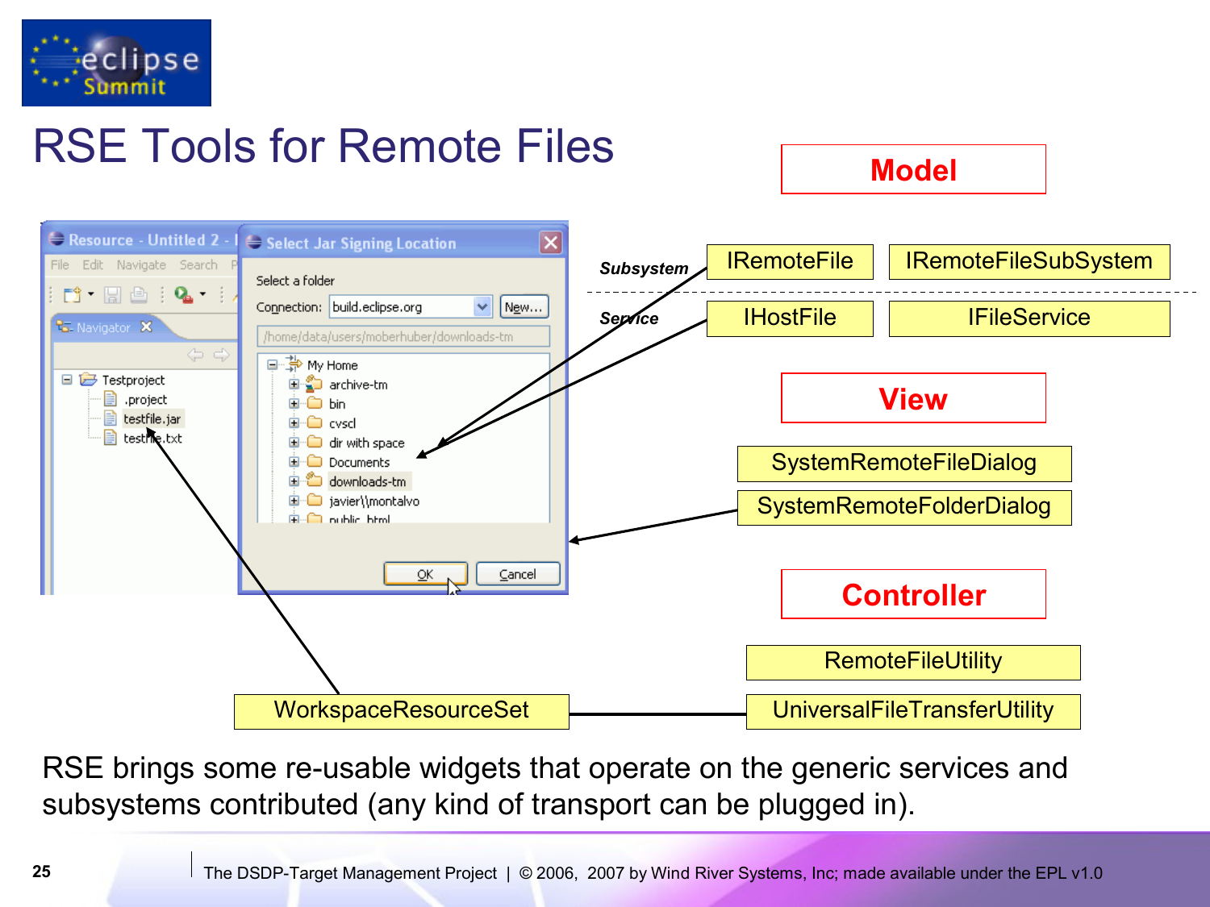# RSE Tools for Remote Files

**Model**

*Subsystem*: IRemoteFile, IRemoteFileSubSystem

*Service*: IHostFile, IFileService

**View**

SystemRemoteFileDialog

SystemRemoteFolderDialog

**Controller**

RemoteFileUtility

UniversalFileTransferUtility

WorkspaceResourceSet

RSE brings some re-usable widgets that operate on the generic services and subsystems contributed (any kind of transport can be plugged in).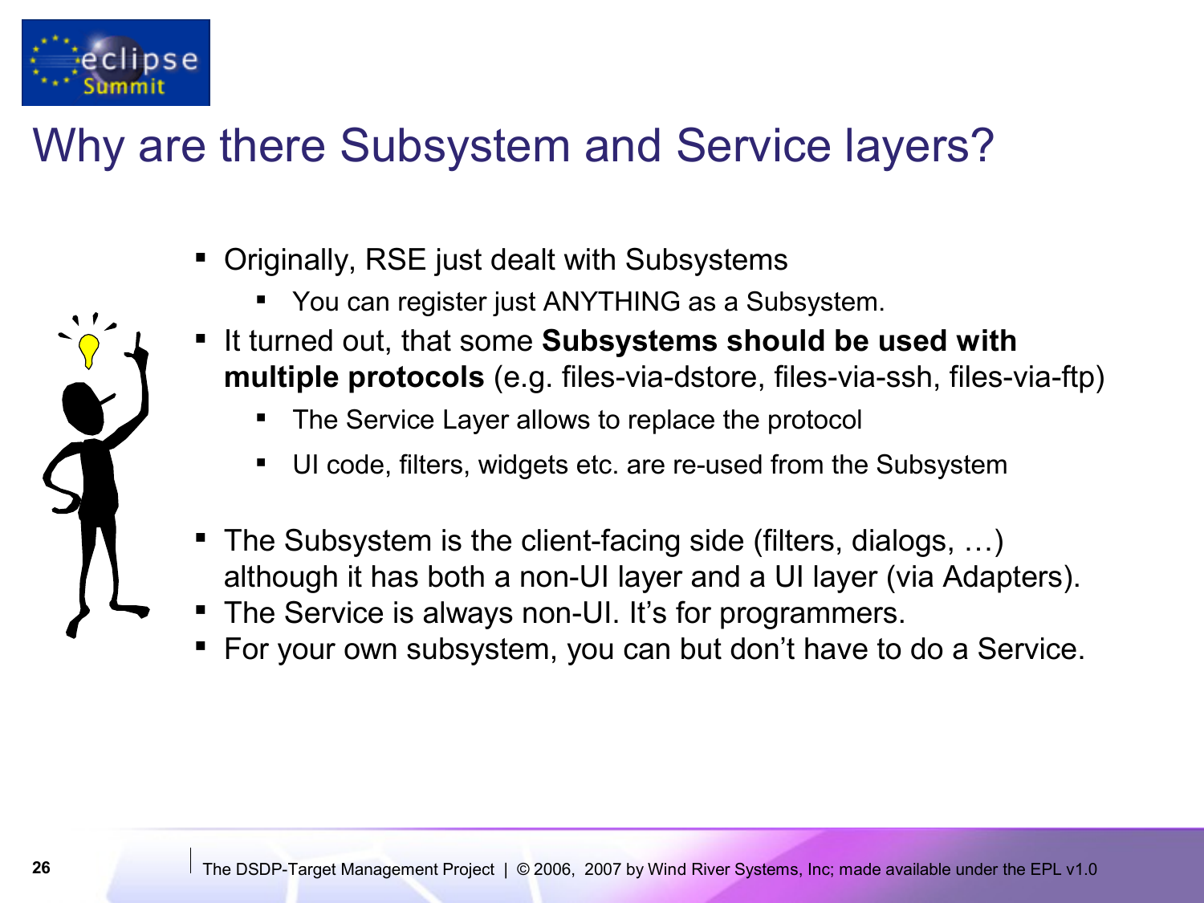# Why are there Subsystem and Service layers?

- Originally, RSE just dealt with Subsystems
  - You can register just ANYTHING as a Subsystem.
- It turned out, that some **Subsystems should be used with multiple protocols** (e.g. files-via-dstore, files-via-ssh, files-via-ftp)
  - The Service Layer allows to replace the protocol
  - UI code, filters, widgets etc. are re-used from the Subsystem
- The Subsystem is the client-facing side (filters, dialogs, …) although it has both a non-UI layer and a UI layer (via Adapters).
- The Service is always non-UI. It's for programmers.
- For your own subsystem, you can but don't have to do a Service.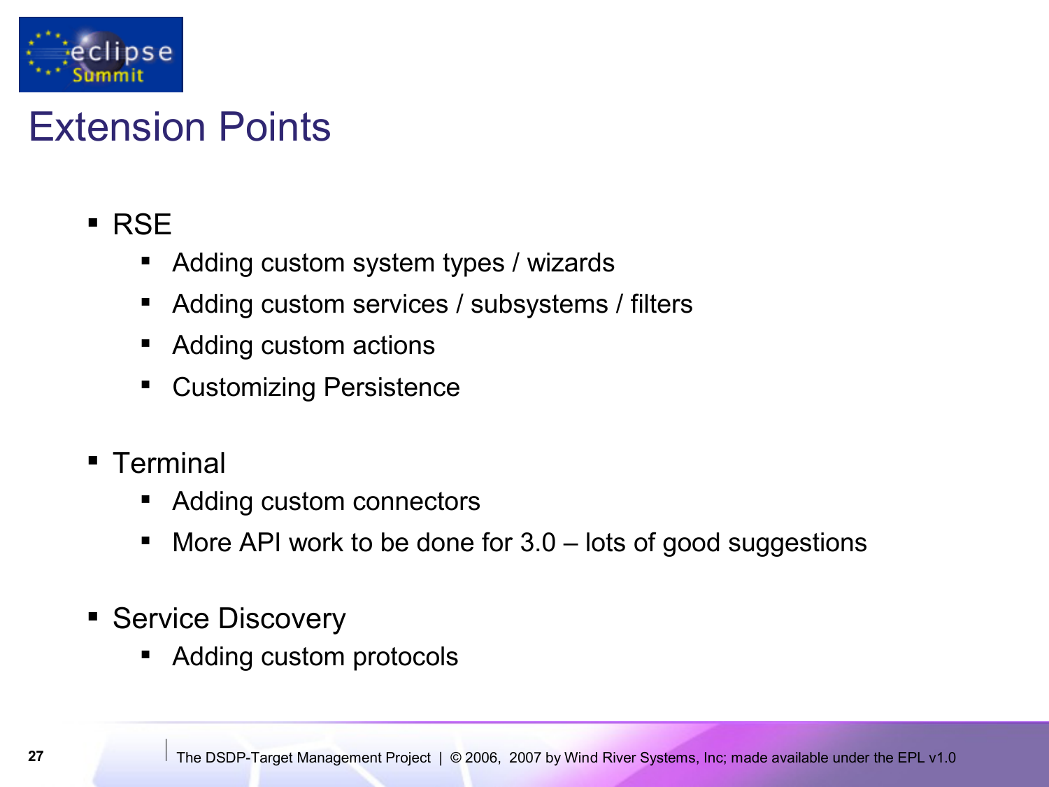# Extension Points

- RSE
  - Adding custom system types / wizards
  - Adding custom services / subsystems / filters
  - Adding custom actions
  - Customizing Persistence
- Terminal
  - Adding custom connectors
  - More API work to be done for 3.0 – lots of good suggestions
- Service Discovery
  - Adding custom protocols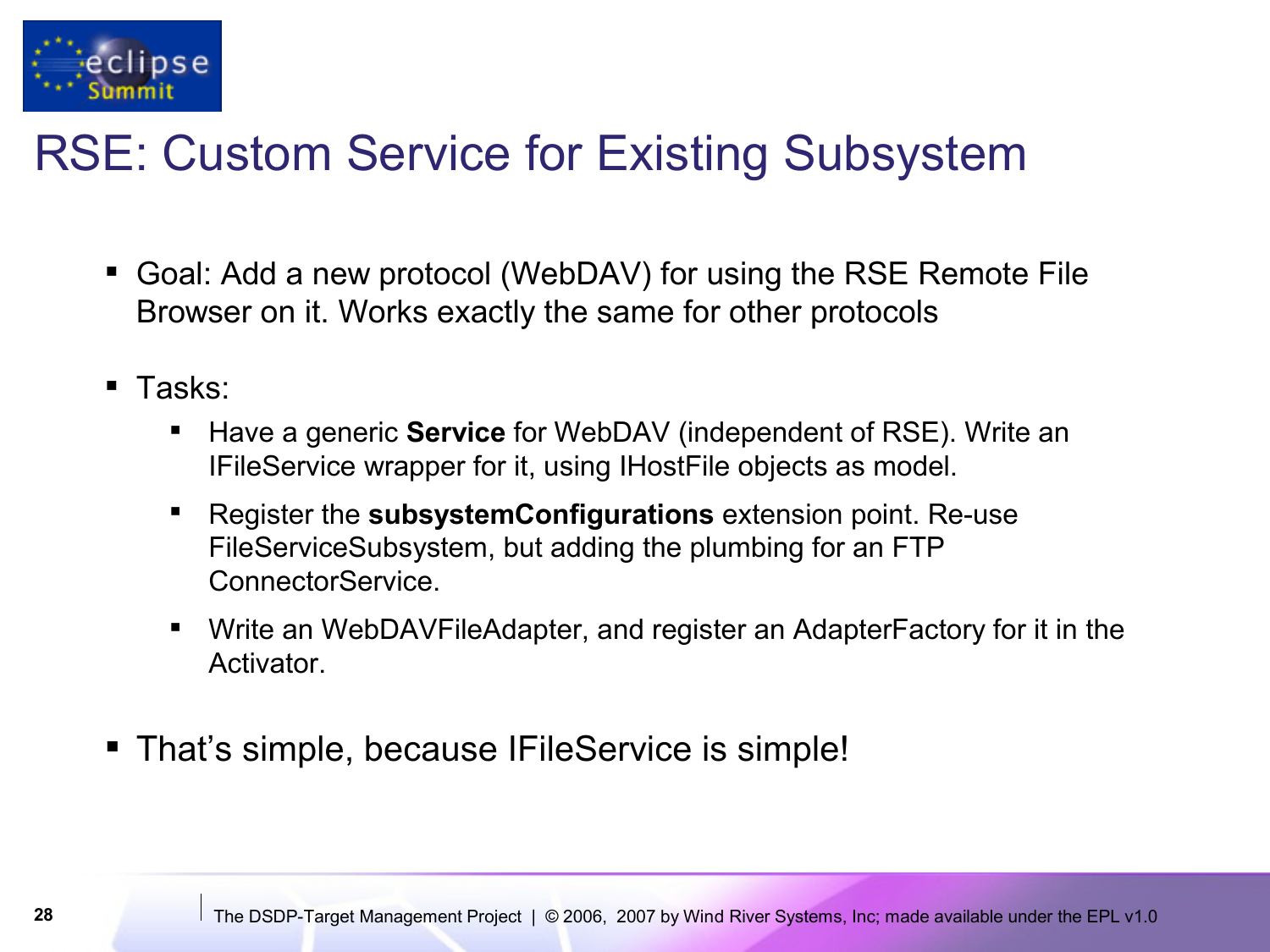# RSE: Custom Service for Existing Subsystem

- Goal: Add a new protocol (WebDAV) for using the RSE Remote File Browser on it. Works exactly the same for other protocols

- Tasks:
  - Have a generic **Service** for WebDAV (independent of RSE). Write an IFileService wrapper for it, using IHostFile objects as model.
  - Register the **subsystemConfigurations** extension point. Re-use FileServiceSubsystem, but adding the plumbing for an FTP ConnectorService.
  - Write an WebDAVFileAdapter, and register an AdapterFactory for it in the Activator.

- That's simple, because IFileService is simple!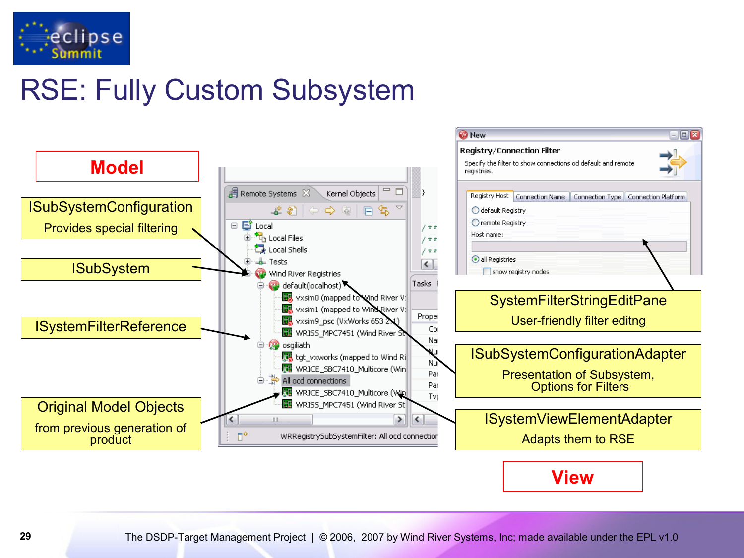# RSE: Fully Custom Subsystem

**Model**

ISubSystemConfiguration

Provides special filtering

ISubSystem

ISystemFilterReference

Original Model Objects

from previous generation of product

SystemFilterStringEditPane

User-friendly filter editng

ISubSystemConfigurationAdapter

Presentation of Subsystem, Options for Filters

ISystemViewElementAdapter

Adapts them to RSE

**View**

The DSDP-Target Management Project | © 2006, 2007 by Wind River Systems, Inc; made available under the EPL v1.0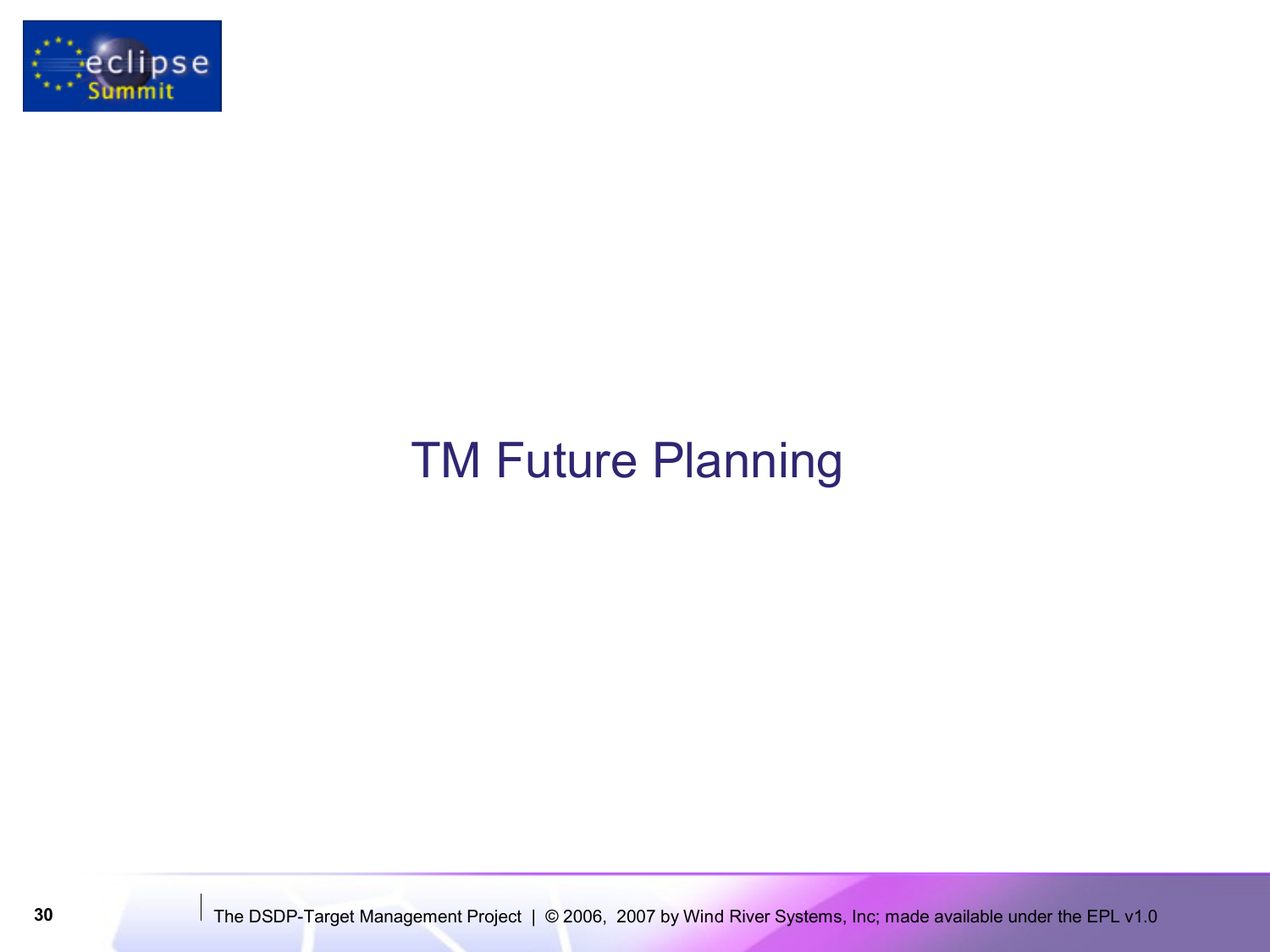# TM Future Planning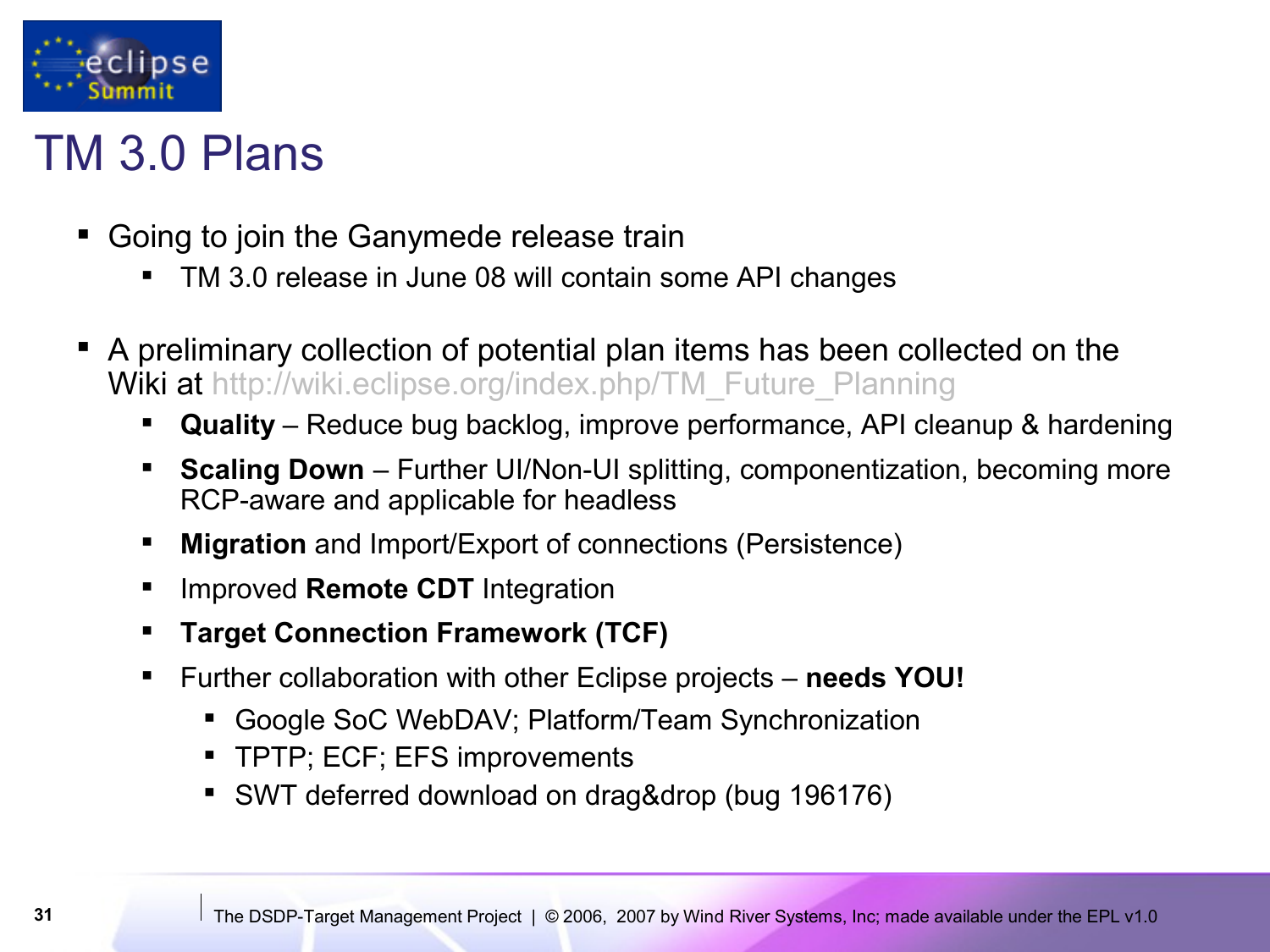# TM 3.0 Plans

- Going to join the Ganymede release train
  - TM 3.0 release in June 08 will contain some API changes
- A preliminary collection of potential plan items has been collected on the Wiki at http://wiki.eclipse.org/index.php/TM_Future_Planning
  - **Quality** – Reduce bug backlog, improve performance, API cleanup & hardening
  - **Scaling Down** – Further UI/Non-UI splitting, componentization, becoming more RCP-aware and applicable for headless
  - **Migration** and Import/Export of connections (Persistence)
  - Improved **Remote CDT** Integration
  - **Target Connection Framework (TCF)**
  - Further collaboration with other Eclipse projects – **needs YOU!**
    - Google SoC WebDAV; Platform/Team Synchronization
    - TPTP; ECF; EFS improvements
    - SWT deferred download on drag&drop (bug 196176)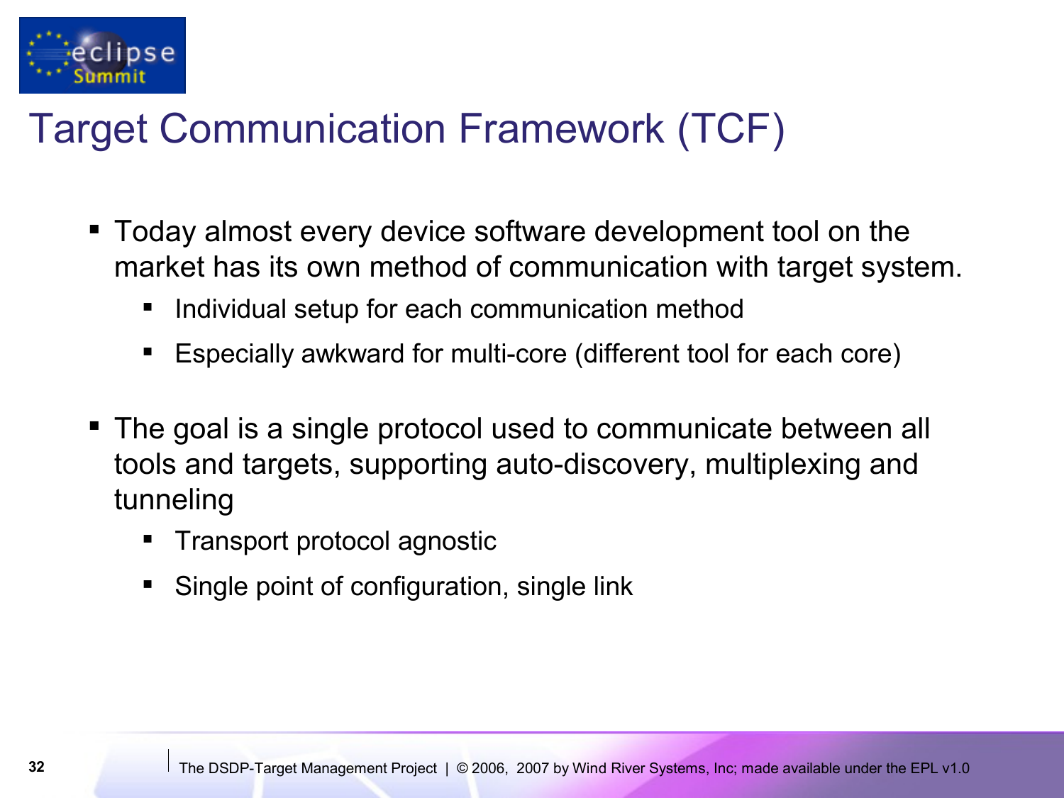# Target Communication Framework (TCF)

- Today almost every device software development tool on the market has its own method of communication with target system.
  - Individual setup for each communication method
  - Especially awkward for multi-core (different tool for each core)

- The goal is a single protocol used to communicate between all tools and targets, supporting auto-discovery, multiplexing and tunneling
  - Transport protocol agnostic
  - Single point of configuration, single link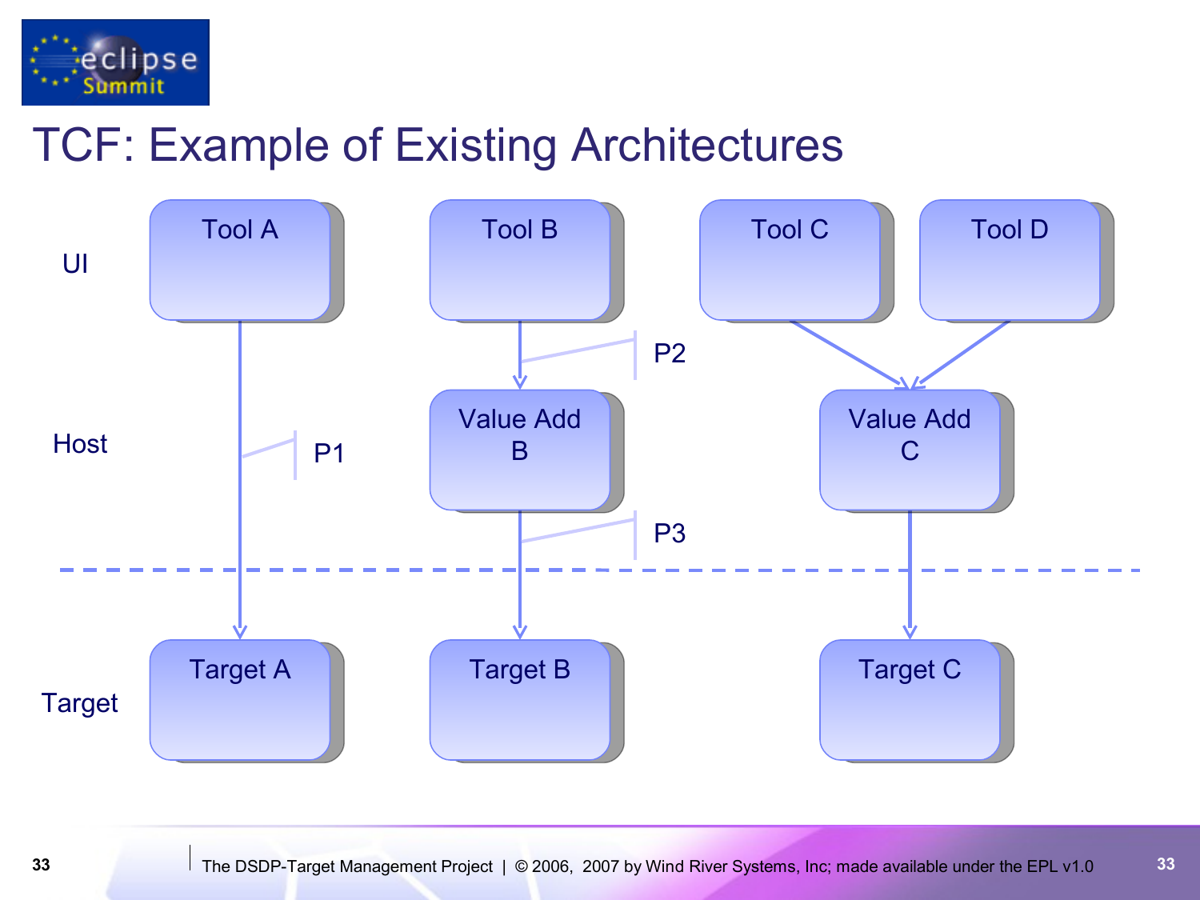# TCF: Example of Existing Architectures

UI

Tool A

Tool B

Tool C

Tool D

P2

Host

P1

Value Add B

Value Add C

P3

Target

Target A

Target B

Target C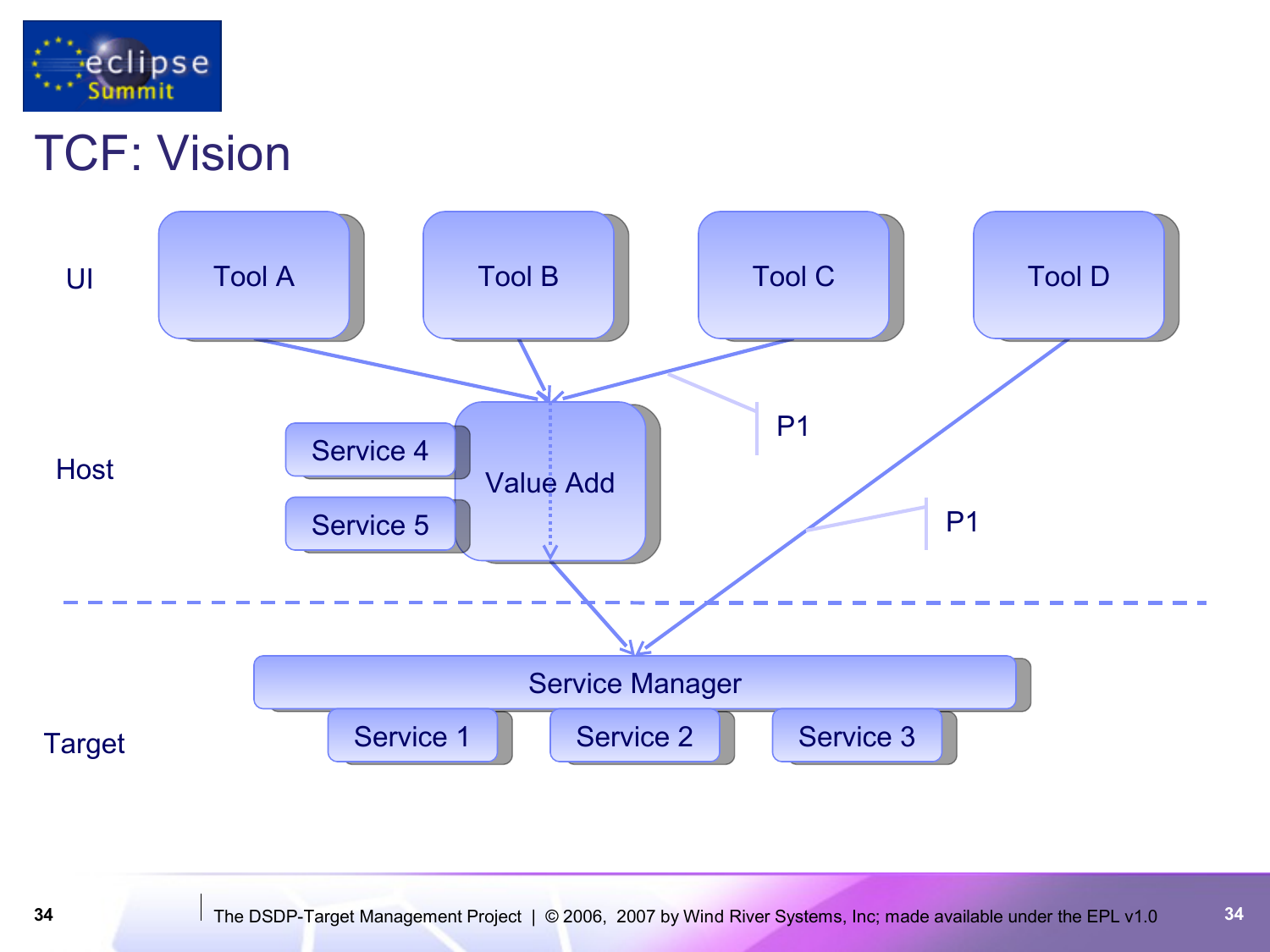# TCF: Vision

UI

Tool A

Tool B

Tool C

Tool D

Host

Service 4

Service 5

Value Add

P1

P1

Target

Service Manager

Service 1

Service 2

Service 3

The DSDP-Target Management Project | © 2006, 2007 by Wind River Systems, Inc; made available under the EPL v1.0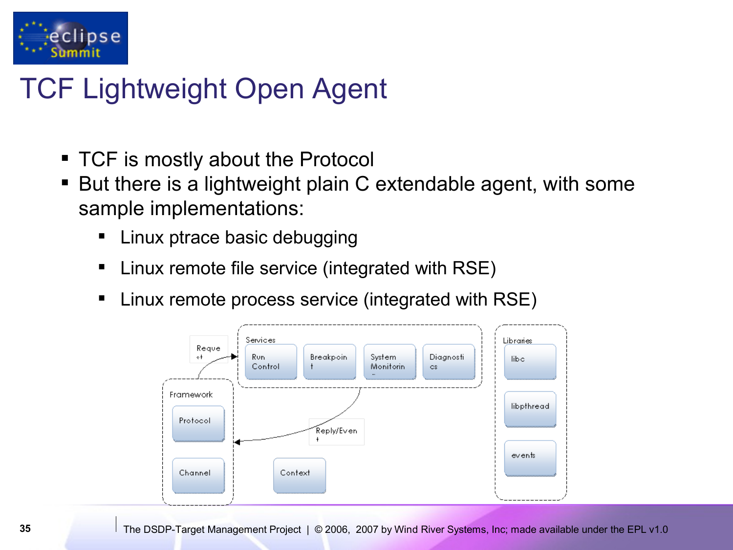# TCF Lightweight Open Agent

- TCF is mostly about the Protocol
- But there is a lightweight plain C extendable agent, with some sample implementations:
  - Linux ptrace basic debugging
  - Linux remote file service (integrated with RSE)
  - Linux remote process service (integrated with RSE)

Services: Run Control, Breakpoint, System Monitoring, Diagnostics

Request

Framework: Protocol, Channel

Reply/Event

Context

Libraries: libc, libpthread, events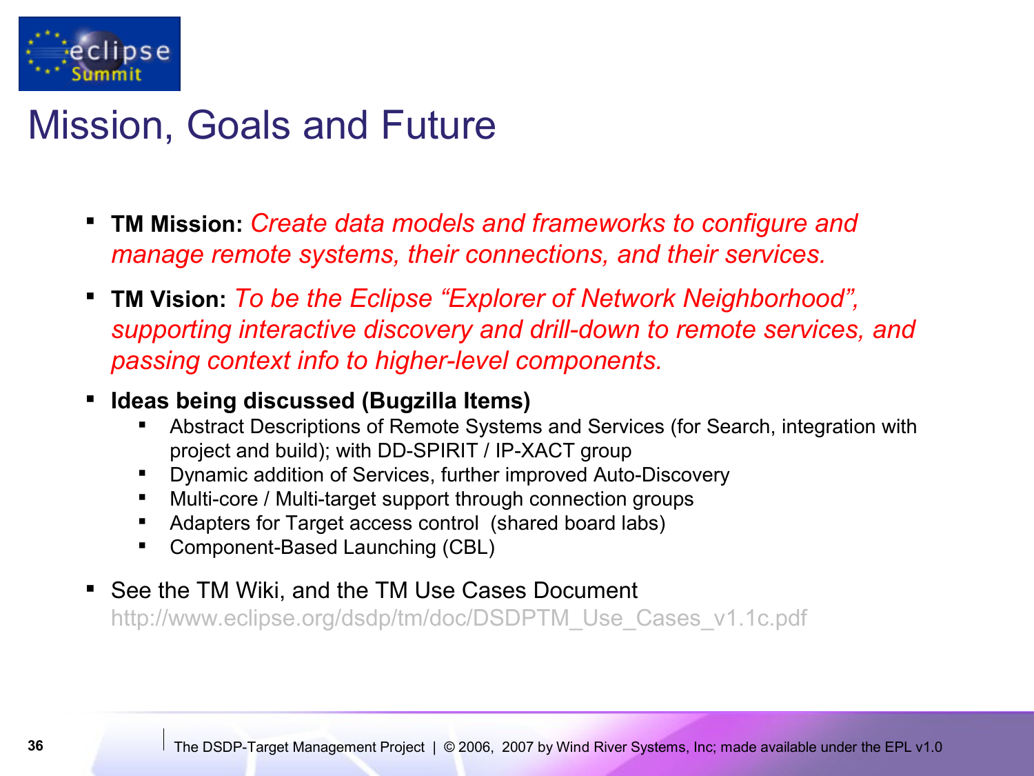# Mission, Goals and Future

- **TM Mission:** *Create data models and frameworks to configure and manage remote systems, their connections, and their services.*
- **TM Vision:** *To be the Eclipse "Explorer of Network Neighborhood", supporting interactive discovery and drill-down to remote services, and passing context info to higher-level components.*
- **Ideas being discussed (Bugzilla Items)**
  - Abstract Descriptions of Remote Systems and Services (for Search, integration with project and build); with DD-SPIRIT / IP-XACT group
  - Dynamic addition of Services, further improved Auto-Discovery
  - Multi-core / Multi-target support through connection groups
  - Adapters for Target access control (shared board labs)
  - Component-Based Launching (CBL)
- See the TM Wiki, and the TM Use Cases Document
  http://www.eclipse.org/dsdp/tm/doc/DSDPTM_Use_Cases_v1.1c.pdf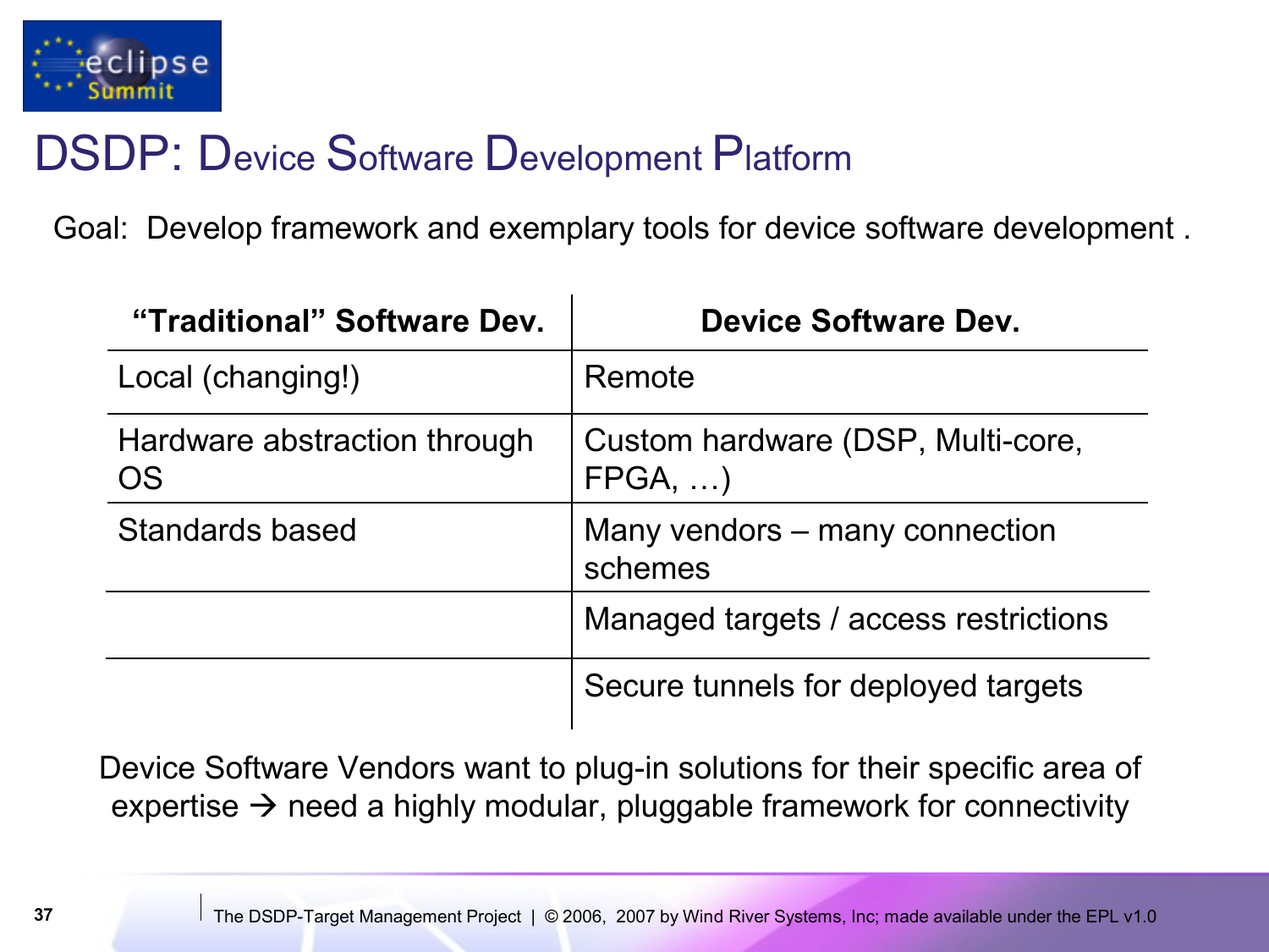# DSDP: Device Software Development Platform

Goal: Develop framework and exemplary tools for device software development .

| “Traditional” Software Dev. | Device Software Dev. |
|---|---|
| Local (changing!) | Remote |
| Hardware abstraction through OS | Custom hardware (DSP, Multi-core, FPGA, …) |
| Standards based | Many vendors – many connection schemes |
| | Managed targets / access restrictions |
| | Secure tunnels for deployed targets |

Device Software Vendors want to plug-in solutions for their specific area of expertise → need a highly modular, pluggable framework for connectivity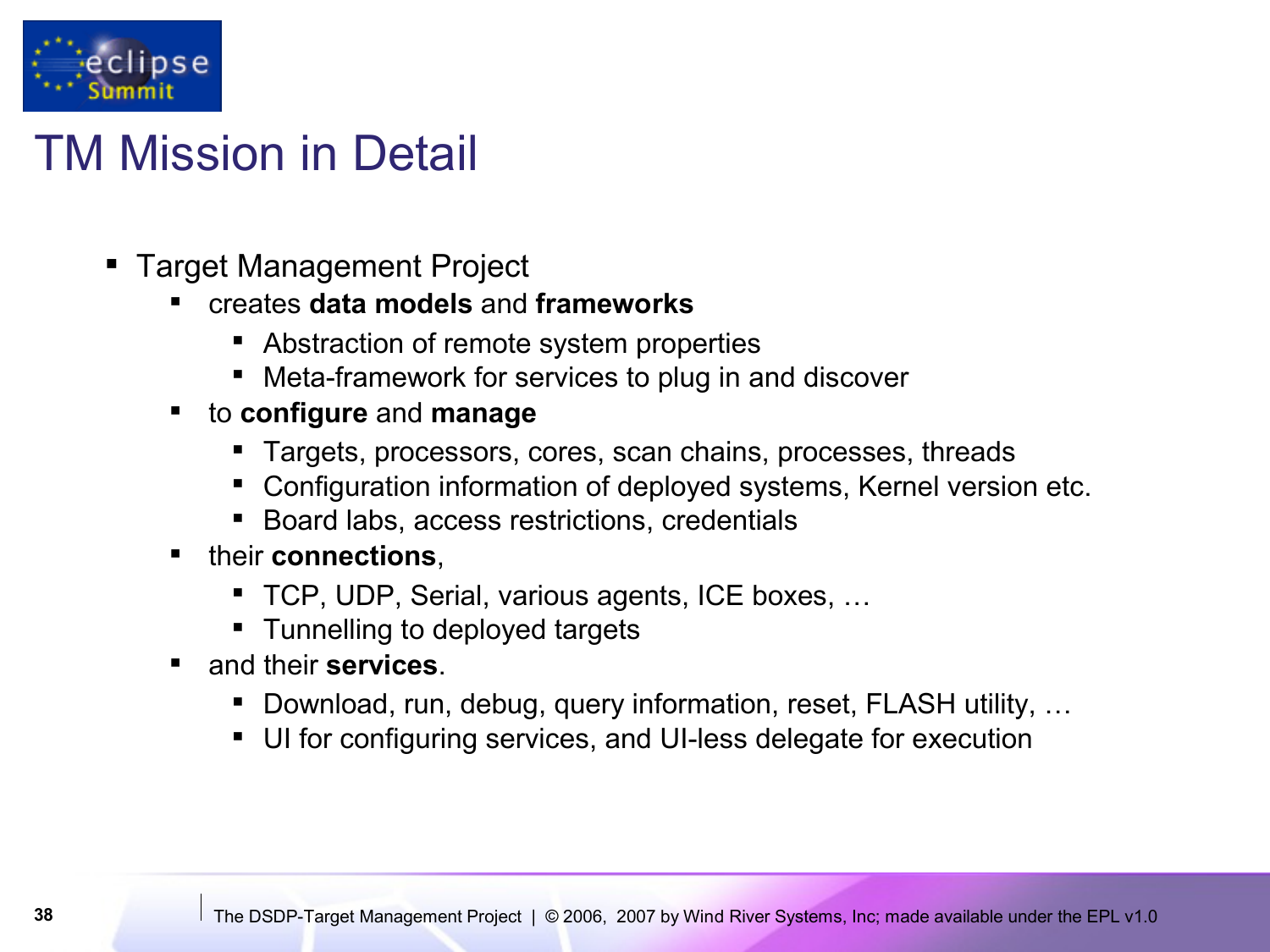# TM Mission in Detail

- Target Management Project
  - creates **data models** and **frameworks**
    - Abstraction of remote system properties
    - Meta-framework for services to plug in and discover
  - to **configure** and **manage**
    - Targets, processors, cores, scan chains, processes, threads
    - Configuration information of deployed systems, Kernel version etc.
    - Board labs, access restrictions, credentials
  - their **connections**,
    - TCP, UDP, Serial, various agents, ICE boxes, …
    - Tunnelling to deployed targets
  - and their **services**.
    - Download, run, debug, query information, reset, FLASH utility, …
    - UI for configuring services, and UI-less delegate for execution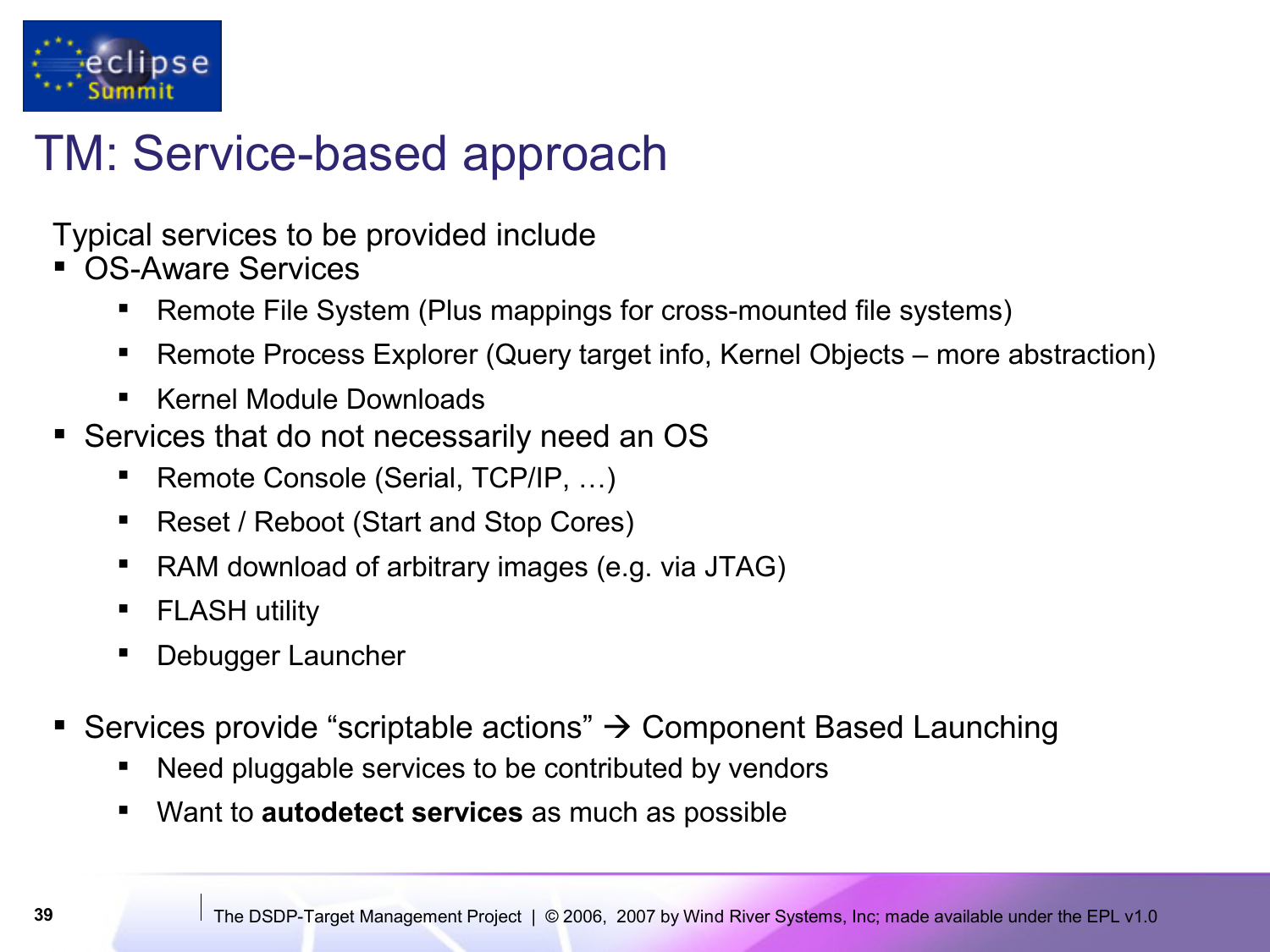# TM: Service-based approach

Typical services to be provided include

- OS-Aware Services
  - Remote File System (Plus mappings for cross-mounted file systems)
  - Remote Process Explorer (Query target info, Kernel Objects – more abstraction)
  - Kernel Module Downloads
- Services that do not necessarily need an OS
  - Remote Console (Serial, TCP/IP, …)
  - Reset / Reboot (Start and Stop Cores)
  - RAM download of arbitrary images (e.g. via JTAG)
  - FLASH utility
  - Debugger Launcher
- Services provide “scriptable actions” → Component Based Launching
  - Need pluggable services to be contributed by vendors
  - Want to **autodetect services** as much as possible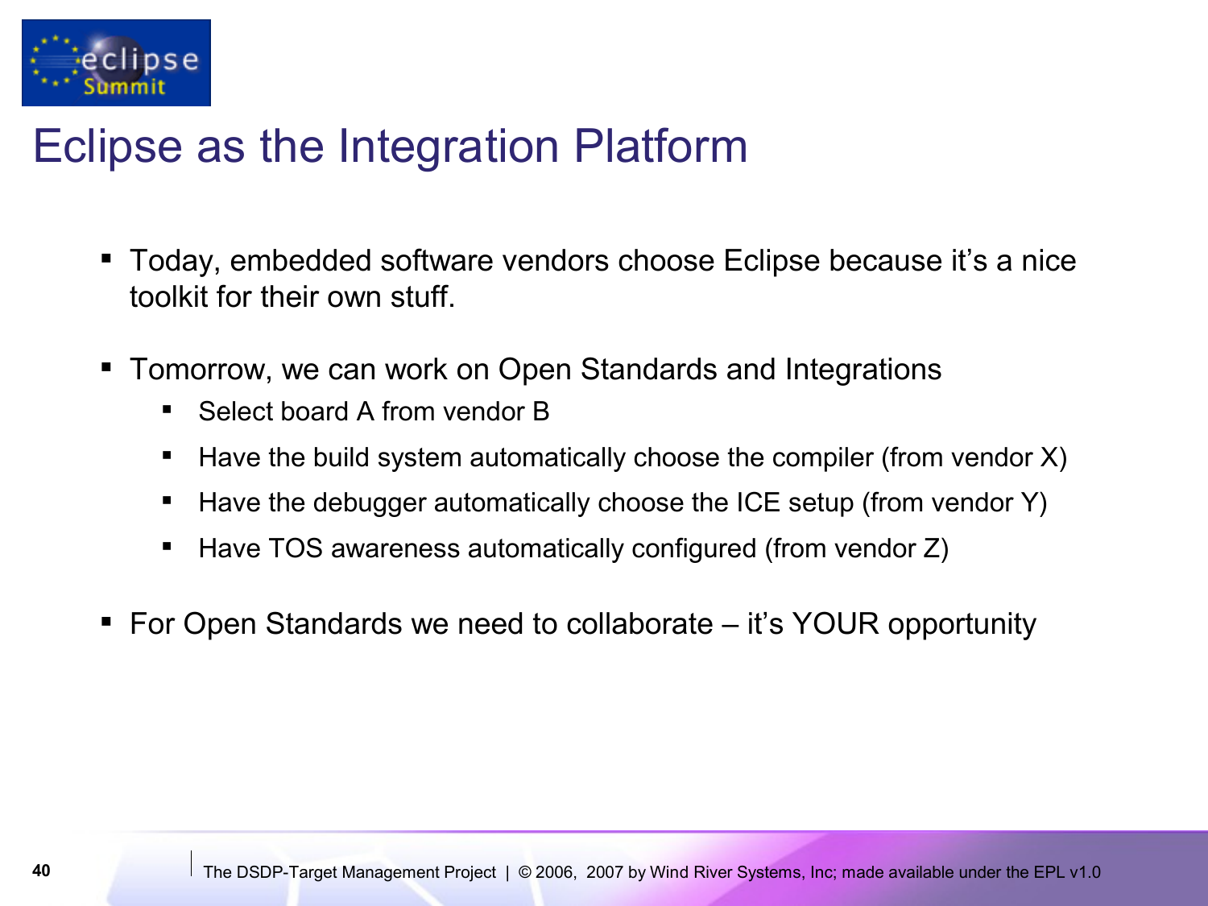# Eclipse as the Integration Platform

- Today, embedded software vendors choose Eclipse because it's a nice toolkit for their own stuff.
- Tomorrow, we can work on Open Standards and Integrations
  - Select board A from vendor B
  - Have the build system automatically choose the compiler (from vendor X)
  - Have the debugger automatically choose the ICE setup (from vendor Y)
  - Have TOS awareness automatically configured (from vendor Z)
- For Open Standards we need to collaborate – it's YOUR opportunity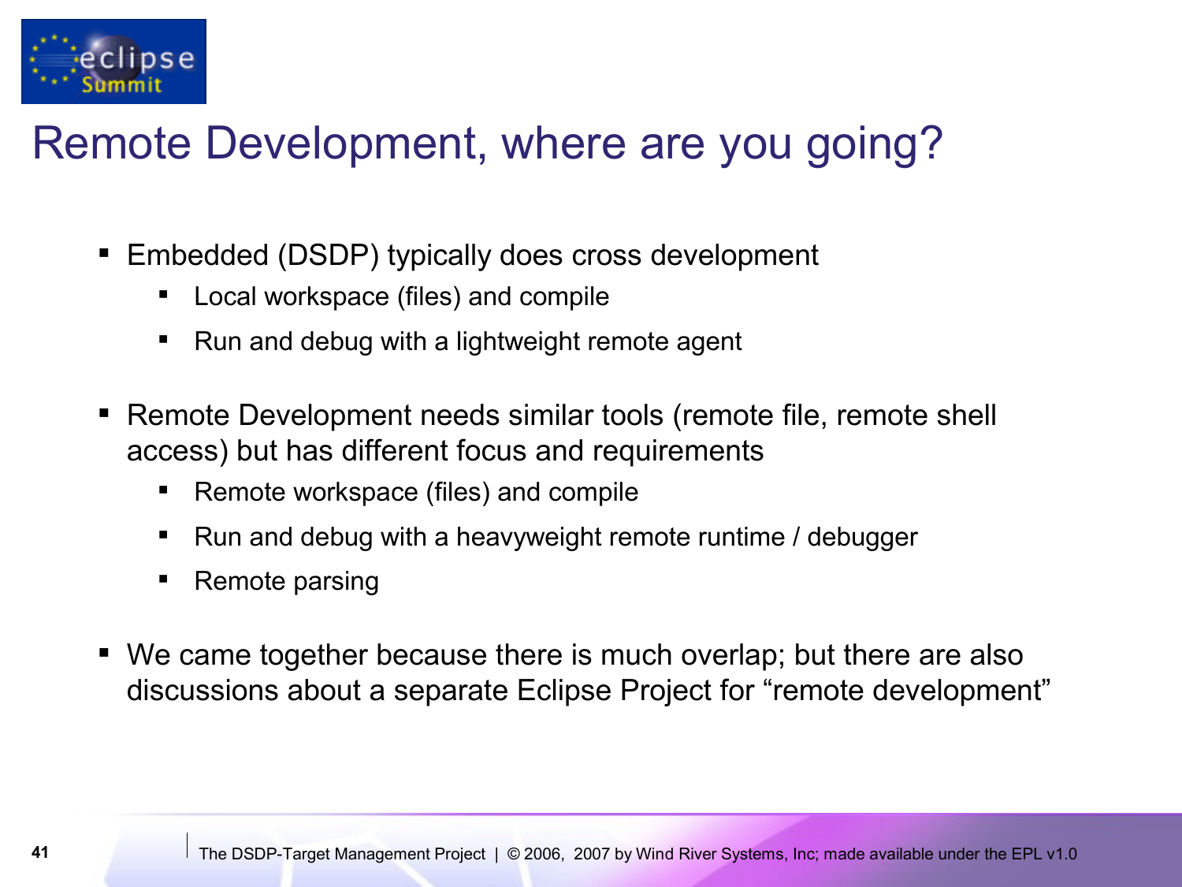# Remote Development, where are you going?

- Embedded (DSDP) typically does cross development
  - Local workspace (files) and compile
  - Run and debug with a lightweight remote agent
- Remote Development needs similar tools (remote file, remote shell access) but has different focus and requirements
  - Remote workspace (files) and compile
  - Run and debug with a heavyweight remote runtime / debugger
  - Remote parsing
- We came together because there is much overlap; but there are also discussions about a separate Eclipse Project for “remote development”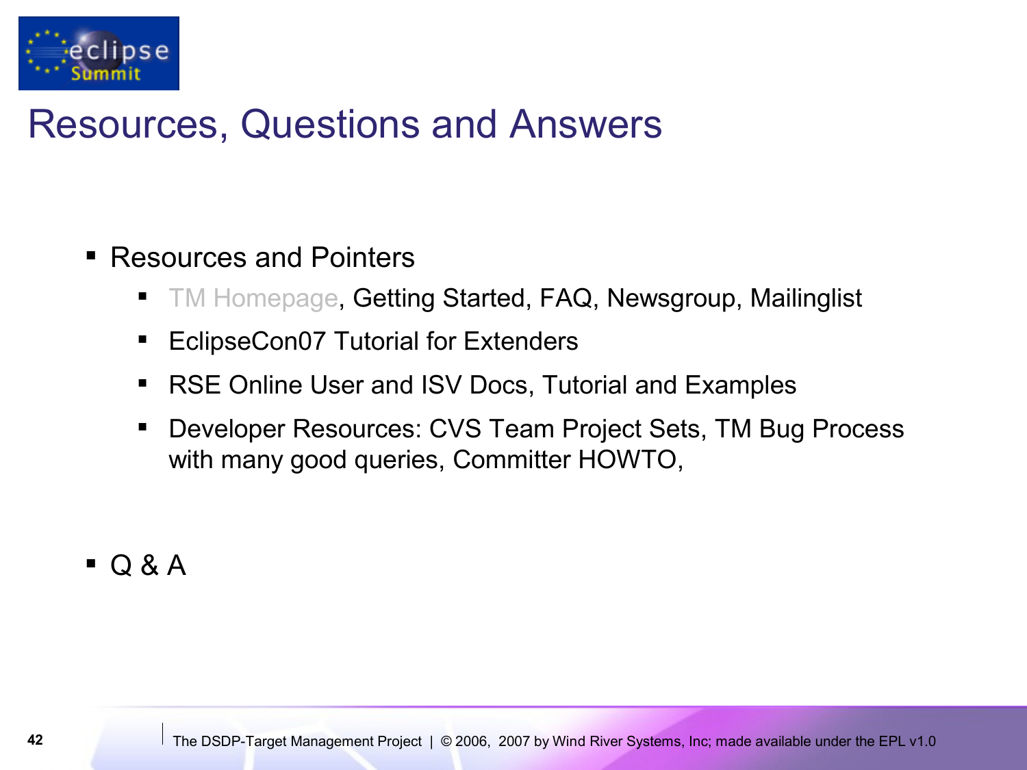# Resources, Questions and Answers

- Resources and Pointers
  - TM Homepage, Getting Started, FAQ, Newsgroup, Mailinglist
  - EclipseCon07 Tutorial for Extenders
  - RSE Online User and ISV Docs, Tutorial and Examples
  - Developer Resources: CVS Team Project Sets, TM Bug Process with many good queries, Committer HOWTO,
- Q & A